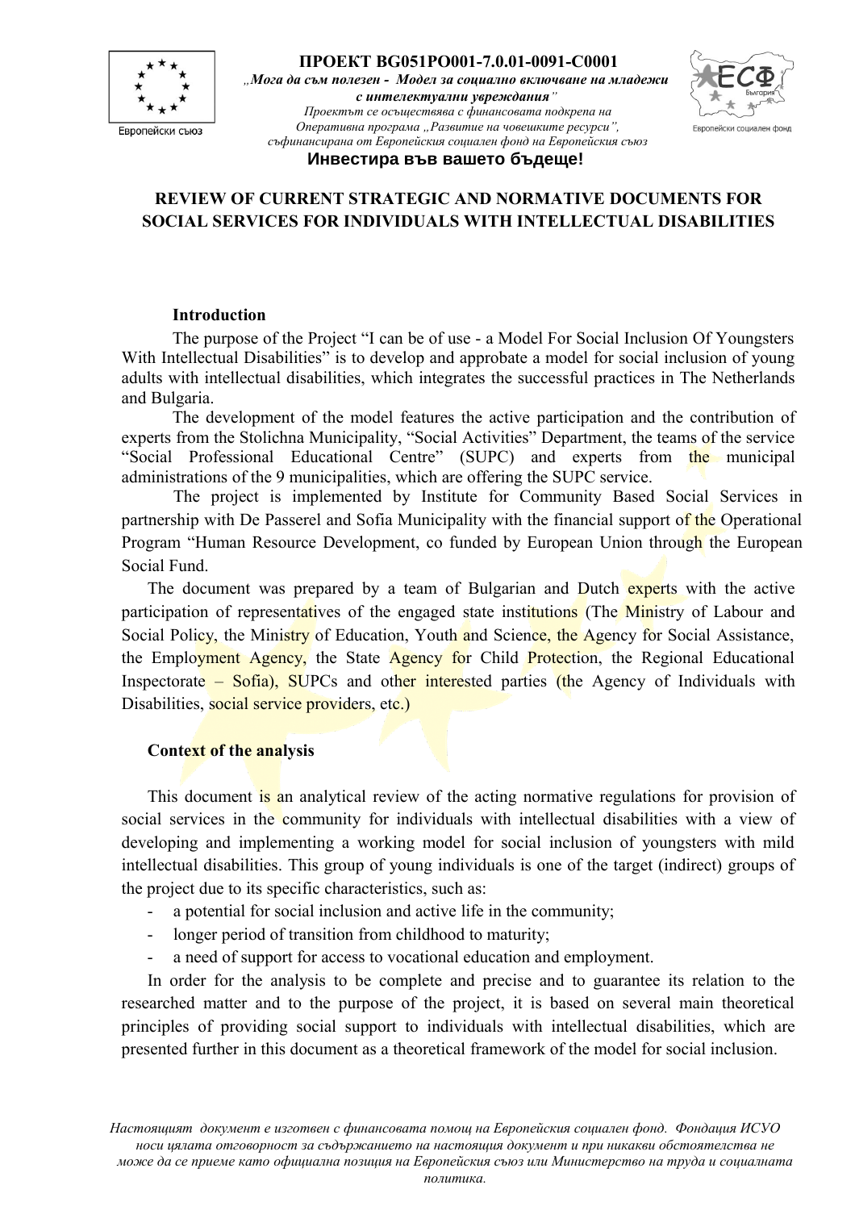**ПРОЕКТ BG051PO001-7.0.01-0091-C0001**

*„Мога да съм полезен - Модел за социално включване на младежи с интелектуални увреждания"*

*Проектът се осъществява с финансовата подкрепа на Оперативна програма „Развитие на човешките ресурси", съфинансирана от Европейския социален фонд на Европейския съюз*

**Инвестира във вашето бъдеще!**

Европейски съюз

Европейски социален фонд

# REVIEW OF CURRENT STRATEGIC AND NORMATIVE DOCUMENTS FOR SOCIAL SERVICES FOR INDIVIDUALS WITH INTELLECTUAL DISABILITIES

## Introduction

The purpose of the Project "I can be of use - a Model For Social Inclusion Of Youngsters With Intellectual Disabilities" is to develop and approbate a model for social inclusion of young adults with intellectual disabilities, which integrates the successful practices in The Netherlands and Bulgaria.

The development of the model features the active participation and the contribution of experts from the Stolichna Municipality, "Social Activities" Department, the teams of the service "Social Professional Educational Centre" (SUPC) and experts from the municipal administrations of the 9 municipalities, which are offering the SUPC service.

The project is implemented by Institute for Community Based Social Services in partnership with De Passerel and Sofia Municipality with the financial support of the Operational Program "Human Resource Development, co funded by European Union through the European Social Fund.

The document was prepared by a team of Bulgarian and Dutch experts with the active participation of representatives of the engaged state institutions (The Ministry of Labour and Social Policy, the Ministry of Education, Youth and Science, the Agency for Social Assistance, the Employment Agency, the State Agency for Child Protection, the Regional Educational Inspectorate – Sofia), SUPCs and other interested parties (the Agency of Individuals with Disabilities, social service providers, etc.)

## Context of the analysis

This document is an analytical review of the acting normative regulations for provision of social services in the community for individuals with intellectual disabilities with a view of developing and implementing a working model for social inclusion of youngsters with mild intellectual disabilities. This group of young individuals is one of the target (indirect) groups of the project due to its specific characteristics, such as:

- a potential for social inclusion and active life in the community;
- longer period of transition from childhood to maturity;
- a need of support for access to vocational education and employment.

In order for the analysis to be complete and precise and to guarantee its relation to the researched matter and to the purpose of the project, it is based on several main theoretical principles of providing social support to individuals with intellectual disabilities, which are presented further in this document as a theoretical framework of the model for social inclusion.

*Настоящият документ е изготвен с финансовата помощ на Европейския социален фонд. Фондация ИСУО носи цялата отговорност за съдържанието на настоящия документ и при никакви обстоятелства не може да се приеме като официална позиция на Европейския съюз или Министерство на труда и социалната политика.*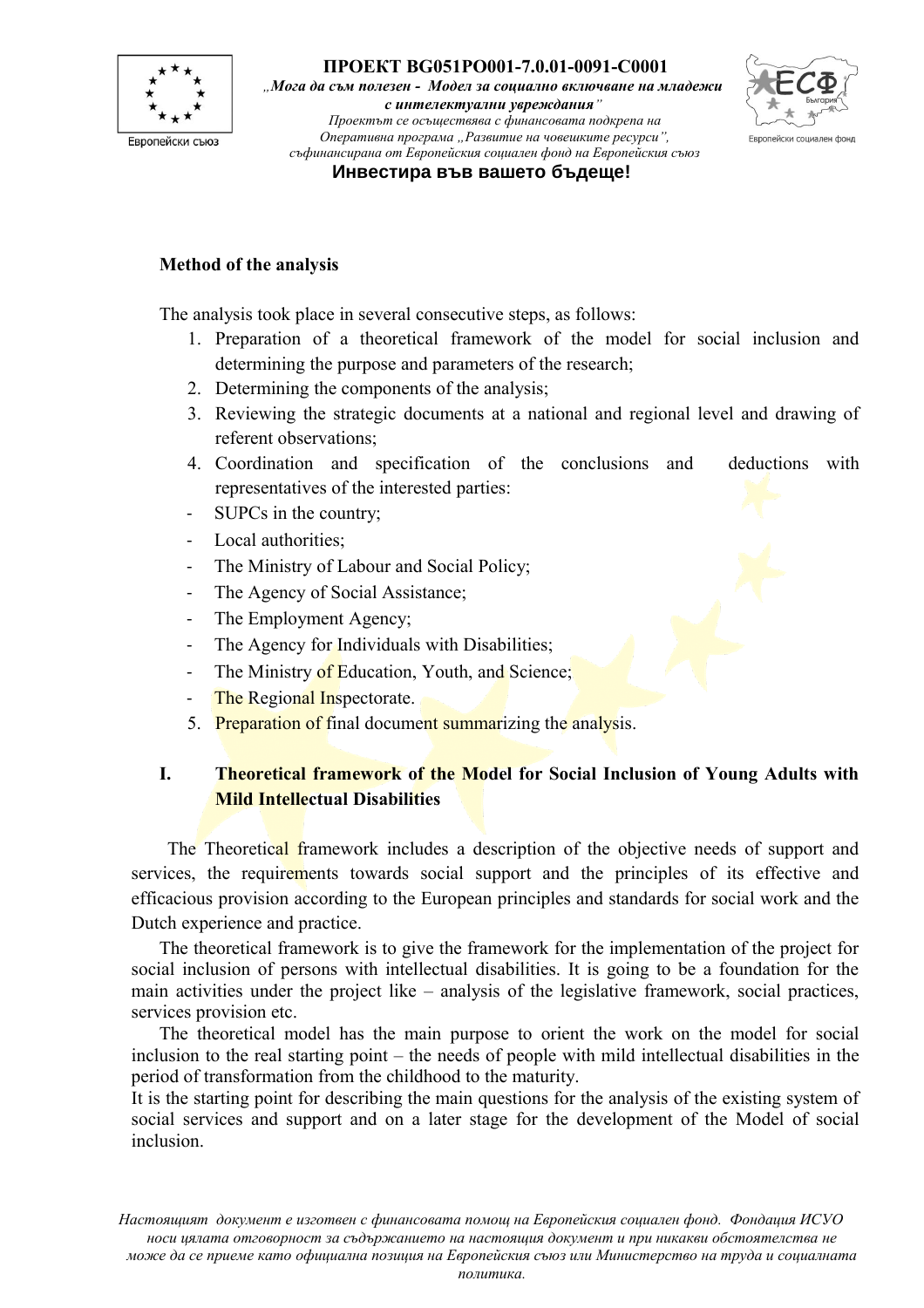**Method of the analysis**

The analysis took place in several consecutive steps, as follows:

1. Preparation of a theoretical framework of the model for social inclusion and determining the purpose and parameters of the research;
2. Determining the components of the analysis;
3. Reviewing the strategic documents at a national and regional level and drawing of referent observations;
4. Coordination and specification of the conclusions and deductions with representatives of the interested parties:
   - SUPCs in the country;
   - Local authorities;
   - The Ministry of Labour and Social Policy;
   - The Agency of Social Assistance;
   - The Employment Agency;
   - The Agency for Individuals with Disabilities;
   - The Ministry of Education, Youth, and Science;
   - The Regional Inspectorate.
5. Preparation of final document summarizing the analysis.

## I. Theoretical framework of the Model for Social Inclusion of Young Adults with Mild Intellectual Disabilities

The Theoretical framework includes a description of the objective needs of support and services, the requirements towards social support and the principles of its effective and efficacious provision according to the European principles and standards for social work and the Dutch experience and practice.

The theoretical framework is to give the framework for the implementation of the project for social inclusion of persons with intellectual disabilities. It is going to be a foundation for the main activities under the project like – analysis of the legislative framework, social practices, services provision etc.

The theoretical model has the main purpose to orient the work on the model for social inclusion to the real starting point – the needs of people with mild intellectual disabilities in the period of transformation from the childhood to the maturity.

It is the starting point for describing the main questions for the analysis of the existing system of social services and support and on a later stage for the development of the Model of social inclusion.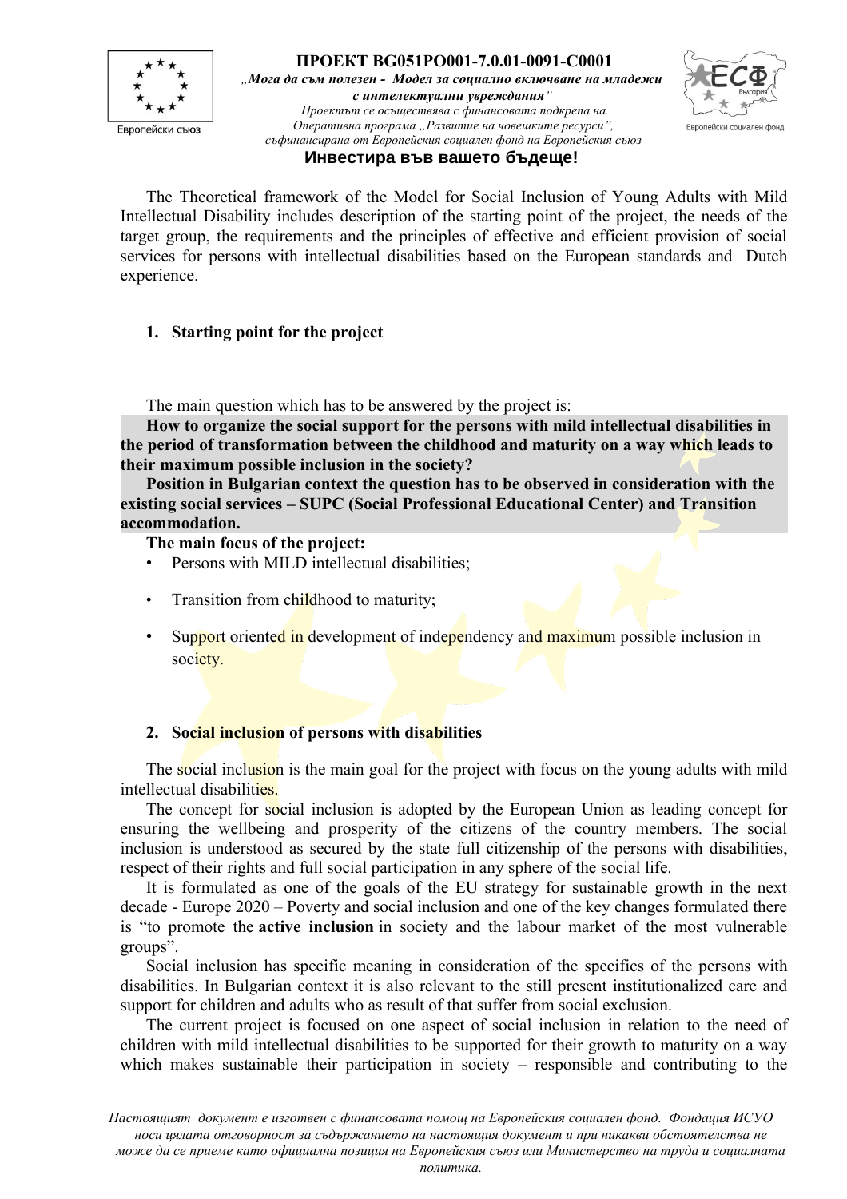The Theoretical framework of the Model for Social Inclusion of Young Adults with Mild Intellectual Disability includes description of the starting point of the project, the needs of the target group, the requirements and the principles of effective and efficient provision of social services for persons with intellectual disabilities based on the European standards and Dutch experience.

## 1. Starting point for the project

The main question which has to be answered by the project is:

**How to organize the social support for the persons with mild intellectual disabilities in the period of transformation between the childhood and maturity on a way which leads to their maximum possible inclusion in the society?**

**Position in Bulgarian context the question has to be observed in consideration with the existing social services – SUPC (Social Professional Educational Center) and Transition accommodation.**

**The main focus of the project:**

- Persons with MILD intellectual disabilities;
- Transition from childhood to maturity;
- Support oriented in development of independency and maximum possible inclusion in society.

## 2. Social inclusion of persons with disabilities

The social inclusion is the main goal for the project with focus on the young adults with mild intellectual disabilities.

The concept for social inclusion is adopted by the European Union as leading concept for ensuring the wellbeing and prosperity of the citizens of the country members. The social inclusion is understood as secured by the state full citizenship of the persons with disabilities, respect of their rights and full social participation in any sphere of the social life.

It is formulated as one of the goals of the EU strategy for sustainable growth in the next decade - Europe 2020 – Poverty and social inclusion and one of the key changes formulated there is "to promote the **active inclusion** in society and the labour market of the most vulnerable groups".

Social inclusion has specific meaning in consideration of the specifics of the persons with disabilities. In Bulgarian context it is also relevant to the still present institutionalized care and support for children and adults who as result of that suffer from social exclusion.

The current project is focused on one aspect of social inclusion in relation to the need of children with mild intellectual disabilities to be supported for their growth to maturity on a way which makes sustainable their participation in society – responsible and contributing to the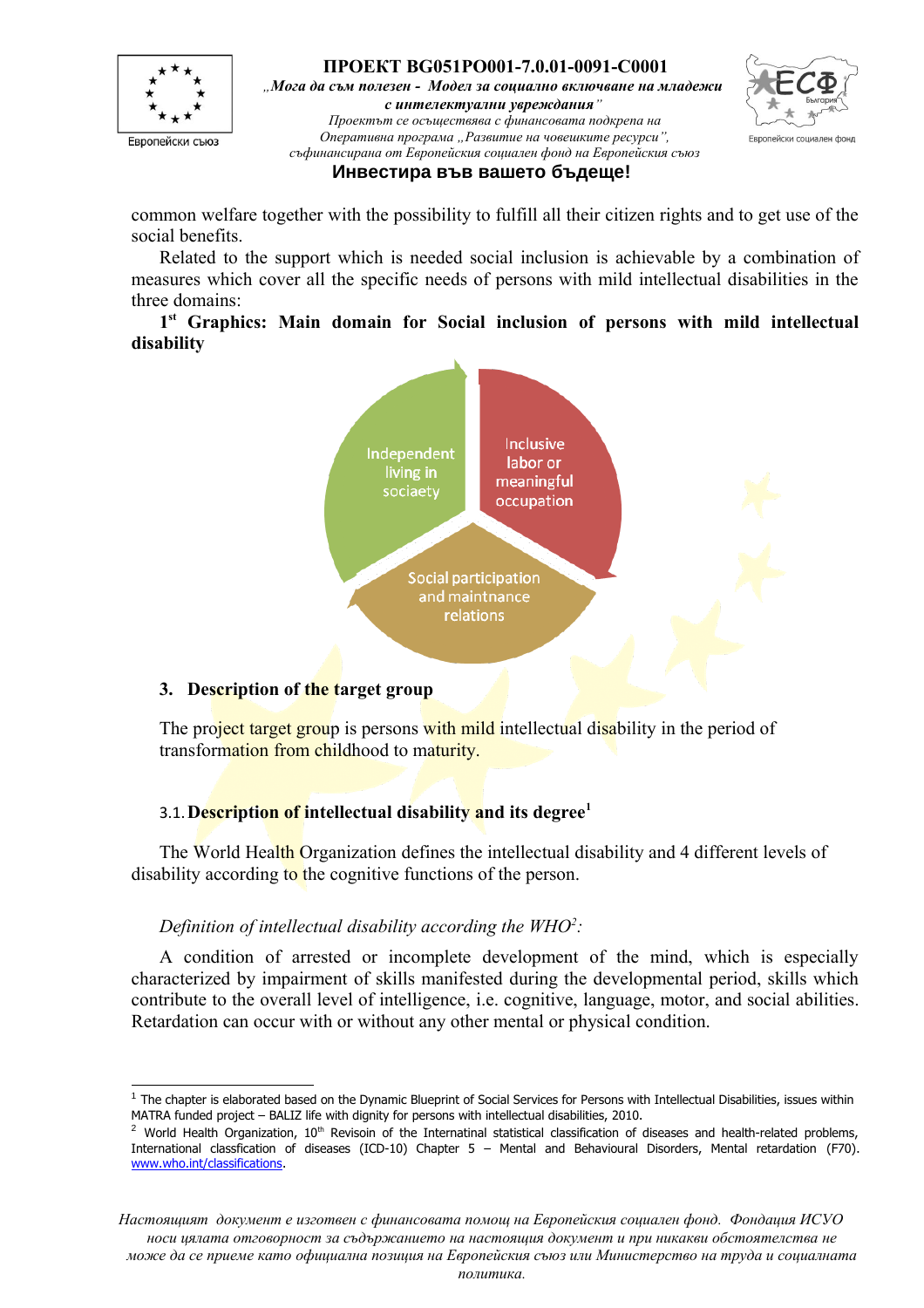common welfare together with the possibility to fulfill all their citizen rights and to get use of the social benefits.

Related to the support which is needed social inclusion is achievable by a combination of measures which cover all the specific needs of persons with mild intellectual disabilities in the three domains:

**1st Graphics: Main domain for Social inclusion of persons with mild intellectual disability**

Independent living in sociaety

Inclusive labor or meaningful occupation

Social participation and maintnance relations

## 3. Description of the target group

The project target group is persons with mild intellectual disability in the period of transformation from childhood to maturity.

### 3.1. Description of intellectual disability and its degree[1]

The World Health Organization defines the intellectual disability and 4 different levels of disability according to the cognitive functions of the person.

*Definition of intellectual disability according the WHO[2]:*

A condition of arrested or incomplete development of the mind, which is especially characterized by impairment of skills manifested during the developmental period, skills which contribute to the overall level of intelligence, i.e. cognitive, language, motor, and social abilities. Retardation can occur with or without any other mental or physical condition.

---

[1] The chapter is elaborated based on the Dynamic Blueprint of Social Services for Persons with Intellectual Disabilities, issues within MATRA funded project – BALIZ life with dignity for persons with intellectual disabilities, 2010.

[2] World Health Organization, 10th Revisoin of the Internatinal statistical classification of diseases and health-related problems, International classfication of diseases (ICD-10) Chapter 5 – Mental and Behavioural Disorders, Mental retardation (F70). www.who.int/classifications.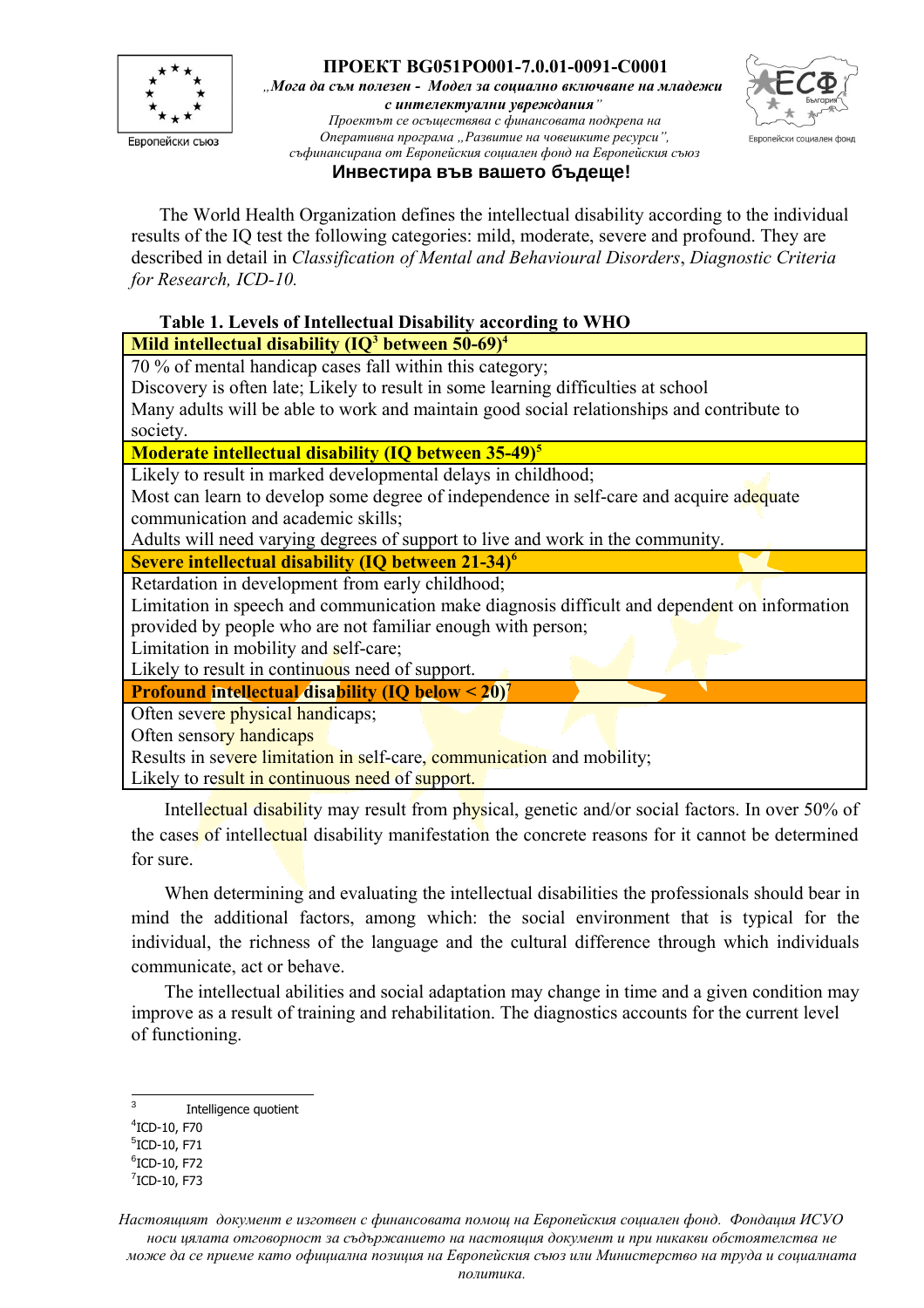The World Health Organization defines the intellectual disability according to the individual results of the IQ test the following categories: mild, moderate, severe and profound. They are described in detail in *Classification of Mental and Behavioural Disorders*, *Diagnostic Criteria for Research, ICD-10.*

**Table 1. Levels of Intellectual Disability according to WHO**

| **Mild intellectual disability (IQ[3] between 50-69)[4]** |
|---|
| 70 % of mental handicap cases fall within this category;<br>Discovery is often late; Likely to result in some learning difficulties at school<br>Many adults will be able to work and maintain good social relationships and contribute to society. |
| **Moderate intellectual disability (IQ between 35-49)[5]** |
| Likely to result in marked developmental delays in childhood;<br>Most can learn to develop some degree of independence in self-care and acquire adequate communication and academic skills;<br>Adults will need varying degrees of support to live and work in the community. |
| **Severe intellectual disability (IQ between 21-34)[6]** |
| Retardation in development from early childhood;<br>Limitation in speech and communication make diagnosis difficult and dependent on information provided by people who are not familiar enough with person;<br>Limitation in mobility and self-care;<br>Likely to result in continuous need of support. |
| **Profound intellectual disability (IQ below < 20)[7]** |
| Often severe physical handicaps;<br>Often sensory handicaps<br>Results in severe limitation in self-care, communication and mobility;<br>Likely to result in continuous need of support. |

Intellectual disability may result from physical, genetic and/or social factors. In over 50% of the cases of intellectual disability manifestation the concrete reasons for it cannot be determined for sure.

When determining and evaluating the intellectual disabilities the professionals should bear in mind the additional factors, among which: the social environment that is typical for the individual, the richness of the language and the cultural difference through which individuals communicate, act or behave.

The intellectual abilities and social adaptation may change in time and a given condition may improve as a result of training and rehabilitation. The diagnostics accounts for the current level of functioning.

---

[3] Intelligence quotient
[4] ICD-10, F70
[5] ICD-10, F71
[6] ICD-10, F72
[7] ICD-10, F73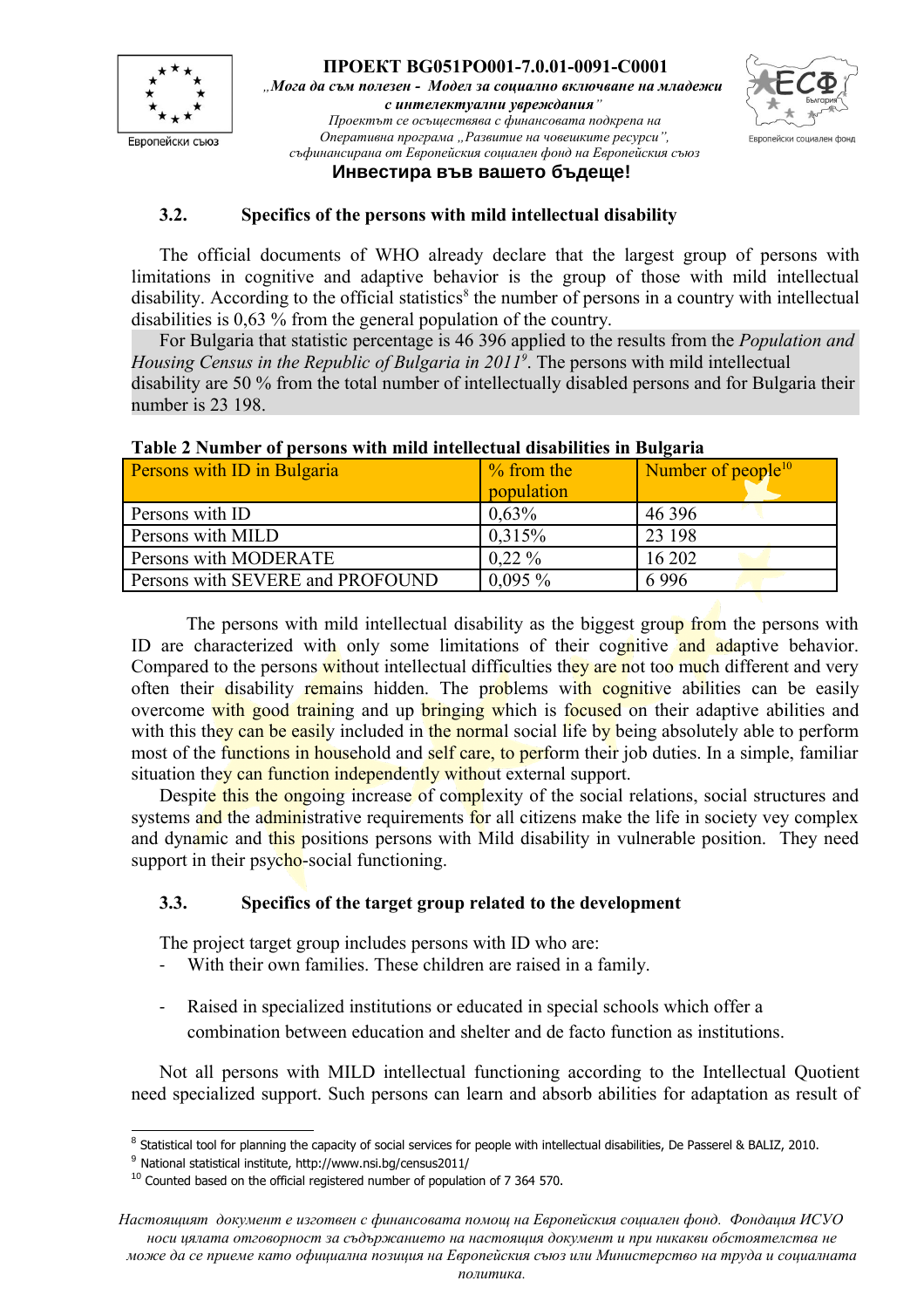### 3.2. Specifics of the persons with mild intellectual disability

The official documents of WHO already declare that the largest group of persons with limitations in cognitive and adaptive behavior is the group of those with mild intellectual disability. According to the official statistics[8] the number of persons in a country with intellectual disabilities is 0,63 % from the general population of the country.

For Bulgaria that statistic percentage is 46 396 applied to the results from the *Population and Housing Census in the Republic of Bulgaria in 2011*[9]. The persons with mild intellectual disability are 50 % from the total number of intellectually disabled persons and for Bulgaria their number is 23 198.

**Table 2 Number of persons with mild intellectual disabilities in Bulgaria**

| Persons with ID in Bulgaria | % from the population | Number of people[10] |
|---|---|---|
| Persons with ID | 0,63% | 46 396 |
| Persons with MILD | 0,315% | 23 198 |
| Persons with MODERATE | 0,22 % | 16 202 |
| Persons with SEVERE and PROFOUND | 0,095 % | 6 996 |

The persons with mild intellectual disability as the biggest group from the persons with ID are characterized with only some limitations of their cognitive and adaptive behavior. Compared to the persons without intellectual difficulties they are not too much different and very often their disability remains hidden. The problems with cognitive abilities can be easily overcome with good training and up bringing which is focused on their adaptive abilities and with this they can be easily included in the normal social life by being absolutely able to perform most of the functions in household and self care, to perform their job duties. In a simple, familiar situation they can function independently without external support.

Despite this the ongoing increase of complexity of the social relations, social structures and systems and the administrative requirements for all citizens make the life in society vey complex and dynamic and this positions persons with Mild disability in vulnerable position. They need support in their psycho-social functioning.

### 3.3. Specifics of the target group related to the development

The project target group includes persons with ID who are:

- With their own families. These children are raised in a family.
- Raised in specialized institutions or educated in special schools which offer a combination between education and shelter and de facto function as institutions.

Not all persons with MILD intellectual functioning according to the Intellectual Quotient need specialized support. Such persons can learn and absorb abilities for adaptation as result of

---

[8] Statistical tool for planning the capacity of social services for people with intellectual disabilities, De Passerel & BALIZ, 2010.

[9] National statistical institute, http://www.nsi.bg/census2011/

[10] Counted based on the official registered number of population of 7 364 570.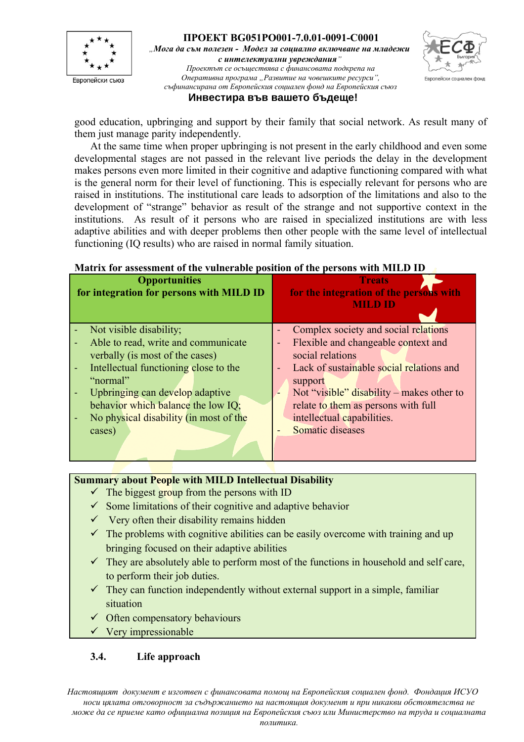good education, upbringing and support by their family that social network. As result many of them just manage parity independently.

At the same time when proper upbringing is not present in the early childhood and even some developmental stages are not passed in the relevant live periods the delay in the development makes persons even more limited in their cognitive and adaptive functioning compared with what is the general norm for their level of functioning. This is especially relevant for persons who are raised in institutions. The institutional care leads to adsorption of the limitations and also to the development of "strange" behavior as result of the strange and not supportive context in the institutions. As result of it persons who are raised in specialized institutions are with less adaptive abilities and with deeper problems then other people with the same level of intellectual functioning (IQ results) who are raised in normal family situation.

**Matrix for assessment of the vulnerable position of the persons with MILD ID**

| **Opportunities for integration for persons with MILD ID** | **Treats for the integration of the persons with MILD ID** |
|---|---|
| - Not visible disability;<br>- Able to read, write and communicate verbally (is most of the cases)<br>- Intellectual functioning close to the "normal"<br>- Upbringing can develop adaptive behavior which balance the low IQ;<br>- No physical disability (in most of the cases) | - Complex society and social relations<br>- Flexible and changeable context and social relations<br>- Lack of sustainable social relations and support<br>- Not "visible" disability – makes other to relate to them as persons with full intellectual capabilities.<br>- Somatic diseases |

**Summary about People with MILD Intellectual Disability**

- ✓ The biggest group from the persons with ID
- ✓ Some limitations of their cognitive and adaptive behavior
- ✓ Very often their disability remains hidden
- ✓ The problems with cognitive abilities can be easily overcome with training and up bringing focused on their adaptive abilities
- ✓ They are absolutely able to perform most of the functions in household and self care, to perform their job duties.
- ✓ They can function independently without external support in a simple, familiar situation
- ✓ Often compensatory behaviours
- ✓ Very impressionable

### 3.4. Life approach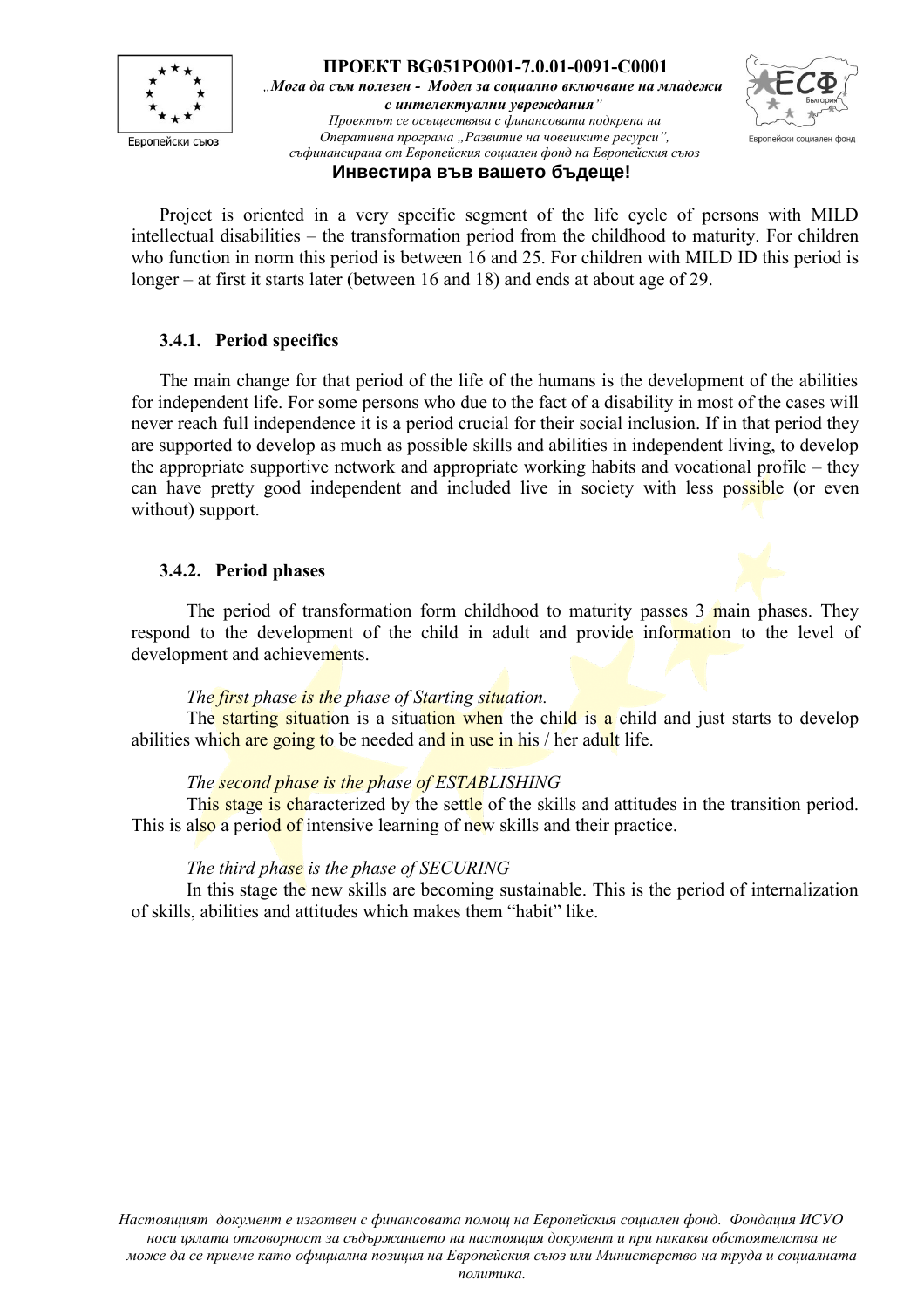Project is oriented in a very specific segment of the life cycle of persons with MILD intellectual disabilities – the transformation period from the childhood to maturity. For children who function in norm this period is between 16 and 25. For children with MILD ID this period is longer – at first it starts later (between 16 and 18) and ends at about age of 29.

### 3.4.1. Period specifics

The main change for that period of the life of the humans is the development of the abilities for independent life. For some persons who due to the fact of a disability in most of the cases will never reach full independence it is a period crucial for their social inclusion. If in that period they are supported to develop as much as possible skills and abilities in independent living, to develop the appropriate supportive network and appropriate working habits and vocational profile – they can have pretty good independent and included live in society with less possible (or even without) support.

### 3.4.2. Period phases

The period of transformation form childhood to maturity passes 3 main phases. They respond to the development of the child in adult and provide information to the level of development and achievements.

*The first phase is the phase of Starting situation.*

The starting situation is a situation when the child is a child and just starts to develop abilities which are going to be needed and in use in his / her adult life.

*The second phase is the phase of ESTABLISHING*

This stage is characterized by the settle of the skills and attitudes in the transition period. This is also a period of intensive learning of new skills and their practice.

*The third phase is the phase of SECURING*

In this stage the new skills are becoming sustainable. This is the period of internalization of skills, abilities and attitudes which makes them "habit" like.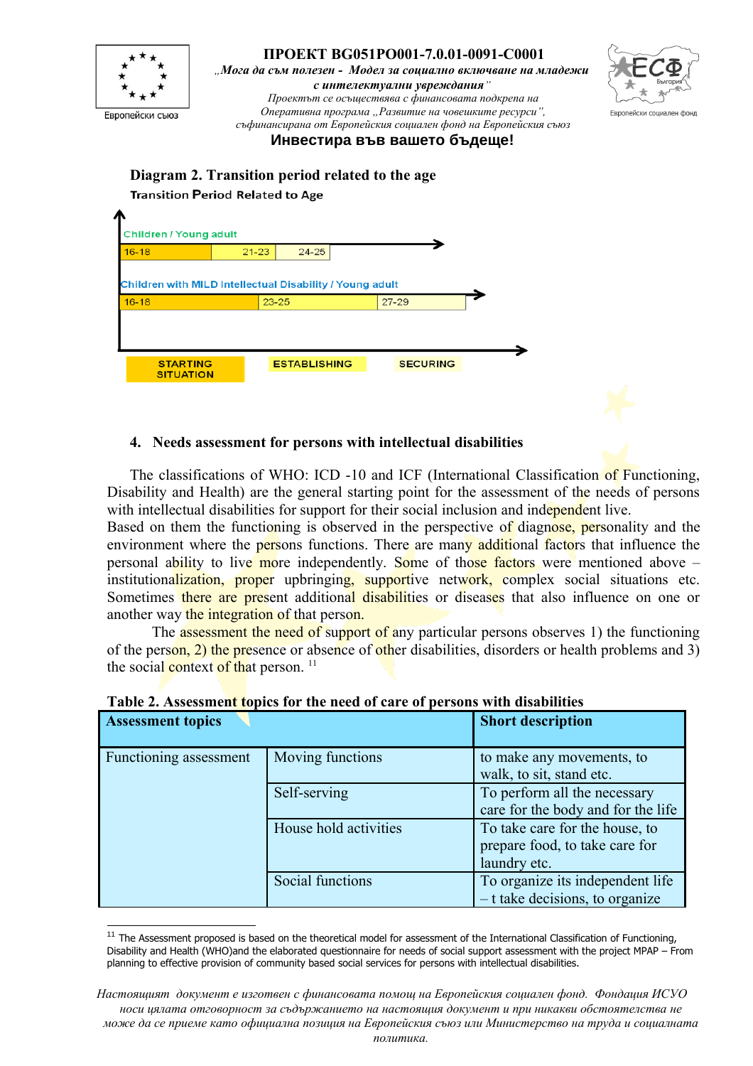**Diagram 2. Transition period related to the age**

Transition Period Related to Age

Children / Young adult

| 16-18 | 21-23 | 24-25 |
|---|---|---|

Children with MILD Intellectual Disability / Young adult

| 16-18 | 23-25 | 27-29 |
|---|---|---|

STARTING SITUATION — ESTABLISHING — SECURING

## 4. Needs assessment for persons with intellectual disabilities

The classifications of WHO: ICD -10 and ICF (International Classification of Functioning, Disability and Health) are the general starting point for the assessment of the needs of persons with intellectual disabilities for support for their social inclusion and independent live.
Based on them the functioning is observed in the perspective of diagnose, personality and the environment where the persons functions. There are many additional factors that influence the personal ability to live more independently. Some of those factors were mentioned above – institutionalization, proper upbringing, supportive network, complex social situations etc. Sometimes there are present additional disabilities or diseases that also influence on one or another way the integration of that person.

The assessment the need of support of any particular persons observes 1) the functioning of the person, 2) the presence or absence of other disabilities, disorders or health problems and 3) the social context of that person. [11]

**Table 2. Assessment topics for the need of care of persons with disabilities**

| **Assessment topics** | | **Short description** |
|---|---|---|
| Functioning assessment | Moving functions | to make any movements, to walk, to sit, stand etc. |
| | Self-serving | To perform all the necessary care for the body and for the life |
| | House hold activities | To take care for the house, to prepare food, to take care for laundry etc. |
| | Social functions | To organize its independent life – t take decisions, to organize |

[11] The Assessment proposed is based on the theoretical model for assessment of the International Classification of Functioning, Disability and Health (WHO)and the elaborated questionnaire for needs of social support assessment with the project MPAP – From planning to effective provision of community based social services for persons with intellectual disabilities.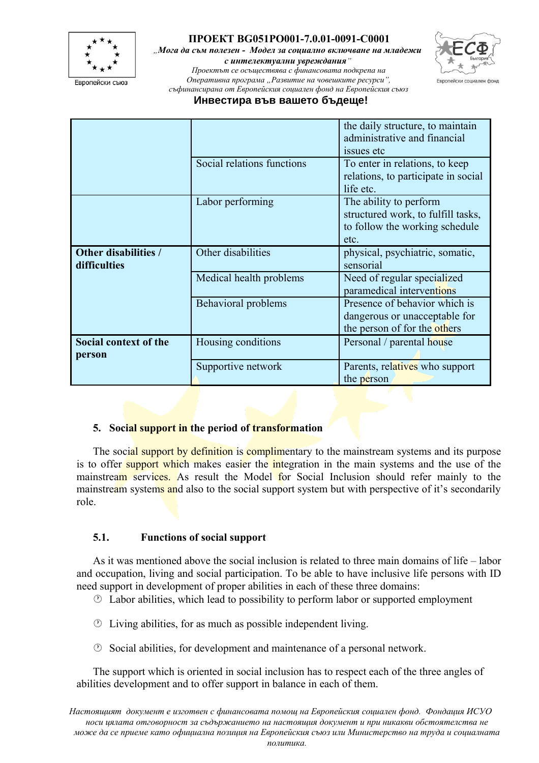| | | |
|---|---|---|
| | | the daily structure, to maintain administrative and financial issues etc |
| | Social relations functions | To enter in relations, to keep relations, to participate in social life etc. |
| | Labor performing | The ability to perform structured work, to fulfill tasks, to follow the working schedule etc. |
| **Other disabilities / difficulties** | Other disabilities | physical, psychiatric, somatic, sensorial |
| | Medical health problems | Need of regular specialized paramedical interventions |
| | Behavioral problems | Presence of behavior which is dangerous or unacceptable for the person of for the others |
| **Social context of the person** | Housing conditions | Personal / parental house |
| | Supportive network | Parents, relatives who support the person |

## 5. Social support in the period of transformation

The social support by definition is complimentary to the mainstream systems and its purpose is to offer support which makes easier the integration in the main systems and the use of the mainstream services. As result the Model for Social Inclusion should refer mainly to the mainstream systems and also to the social support system but with perspective of it's secondarily role.

### 5.1. Functions of social support

As it was mentioned above the social inclusion is related to three main domains of life – labor and occupation, living and social participation. To be able to have inclusive life persons with ID need support in development of proper abilities in each of these three domains:

- Labor abilities, which lead to possibility to perform labor or supported employment
- Living abilities, for as much as possible independent living.
- Social abilities, for development and maintenance of a personal network.

The support which is oriented in social inclusion has to respect each of the three angles of abilities development and to offer support in balance in each of them.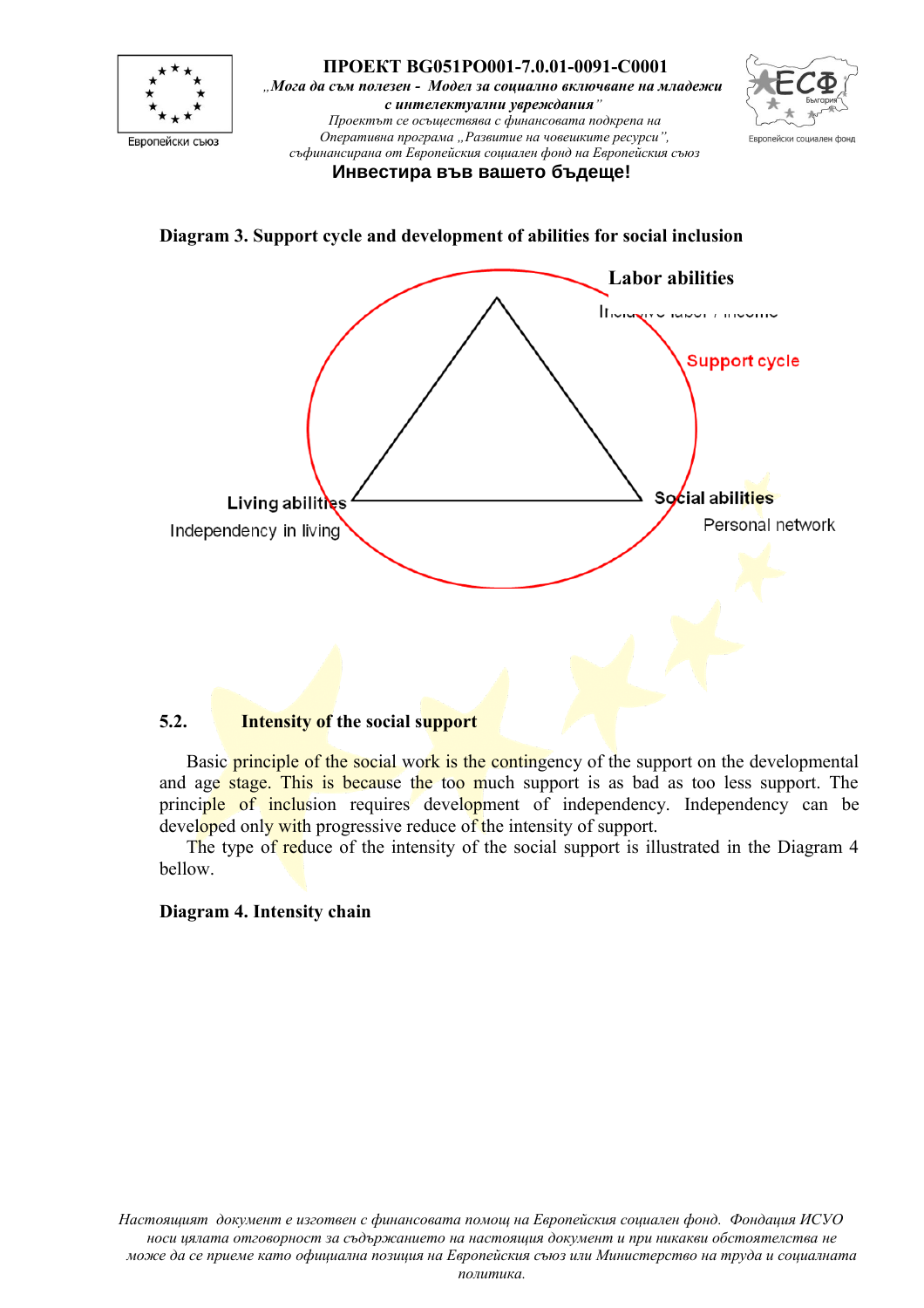**Diagram 3. Support cycle and development of abilities for social inclusion**

Labor abilities

Inclusive labor / income

Support cycle

Living abilities

Independency in living

Social abilities

Personal network

## 5.2. Intensity of the social support

Basic principle of the social work is the contingency of the support on the developmental and age stage. This is because the too much support is as bad as too less support. The principle of inclusion requires development of independency. Independency can be developed only with progressive reduce of the intensity of support.

The type of reduce of the intensity of the social support is illustrated in the Diagram 4 bellow.

**Diagram 4. Intensity chain**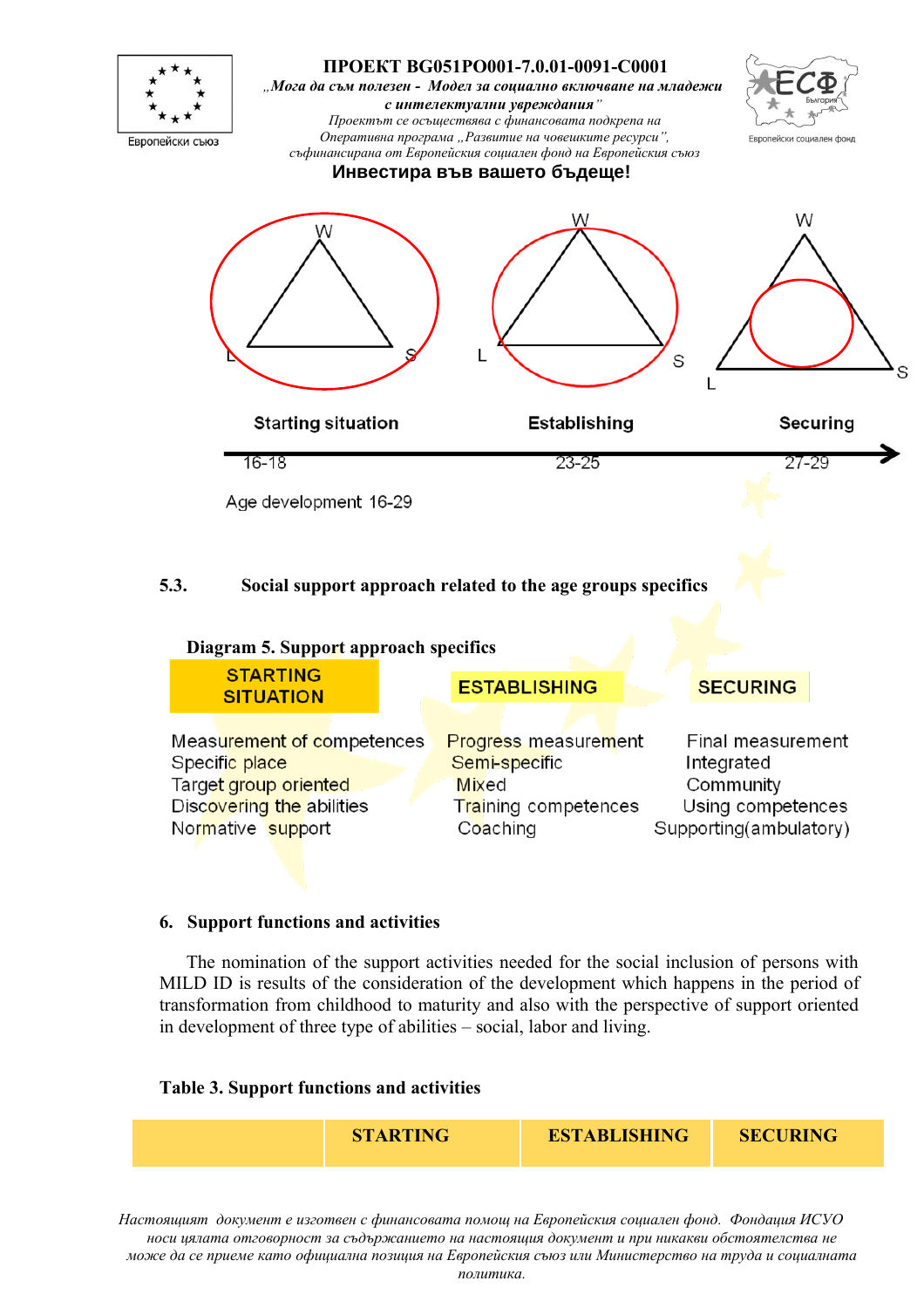W W W

L S L S L S

Starting situation Establishing Securing

16-18 23-25 27-29

Age development 16-29

### 5.3. Social support approach related to the age groups specifics

**Diagram 5. Support approach specifics**

| STARTING SITUATION | ESTABLISHING | SECURING |
|---|---|---|
| Measurement of competences | Progress measurement | Final measurement |
| Specific place | Semi-specific | Integrated |
| Target group oriented | Mixed | Community |
| Discovering the abilities | Training competences | Using competences |
| Normative support | Coaching | Supporting(ambulatory) |

## 6. Support functions and activities

The nomination of the support activities needed for the social inclusion of persons with MILD ID is results of the consideration of the development which happens in the period of transformation from childhood to maturity and also with the perspective of support oriented in development of three type of abilities – social, labor and living.

**Table 3. Support functions and activities**

| | STARTING | ESTABLISHING | SECURING |
|---|---|---|---|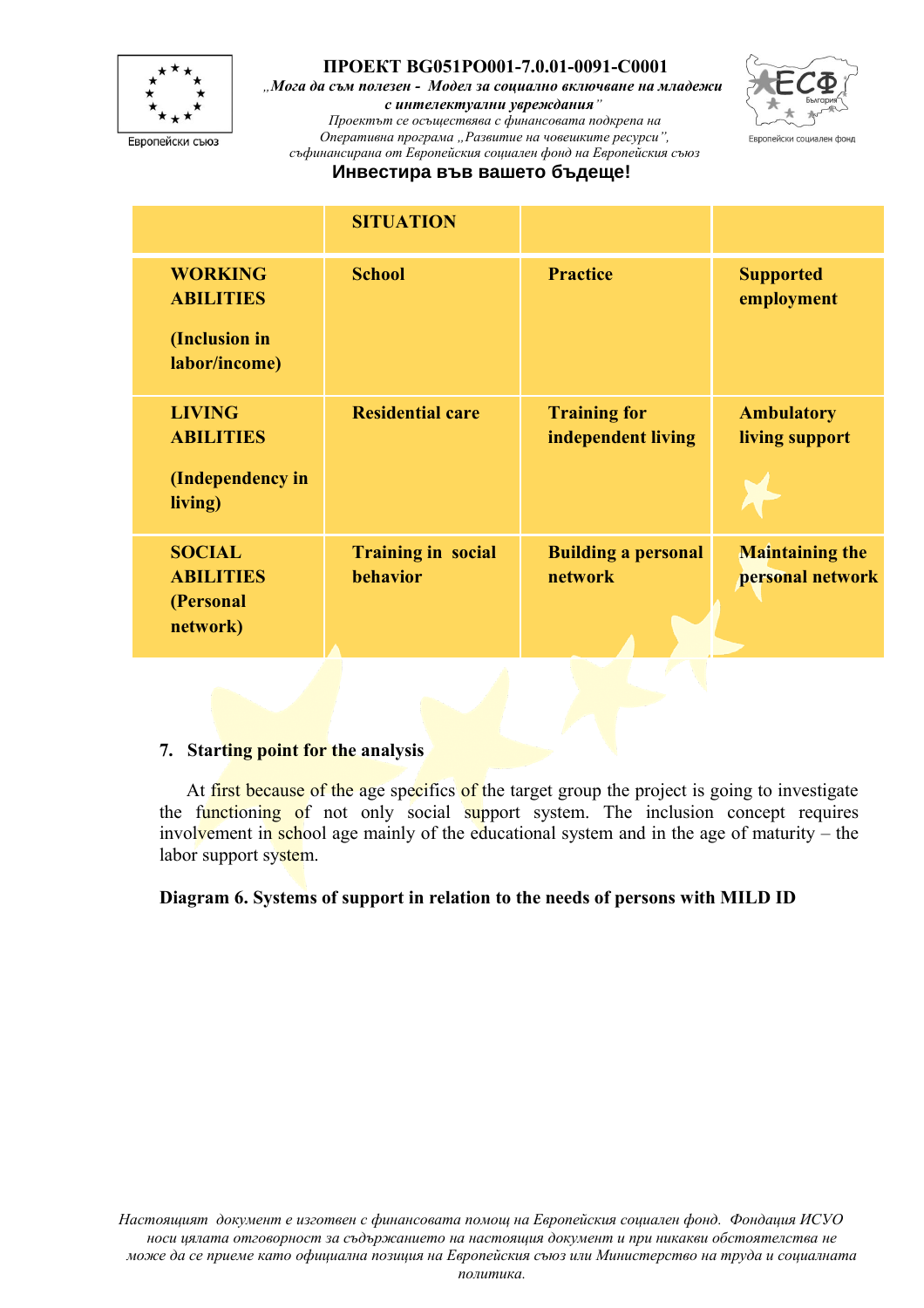| | SITUATION | | |
|---|---|---|---|
| **WORKING ABILITIES** **(Inclusion in labor/income)** | **School** | **Practice** | **Supported employment** |
| **LIVING ABILITIES** **(Independency in living)** | **Residential care** | **Training for independent living** | **Ambulatory living support** |
| **SOCIAL ABILITIES (Personal network)** | **Training in social behavior** | **Building a personal network** | **Maintaining the personal network** |

**7. Starting point for the analysis**

At first because of the age specifics of the target group the project is going to investigate the functioning of not only social support system. The inclusion concept requires involvement in school age mainly of the educational system and in the age of maturity – the labor support system.

**Diagram 6. Systems of support in relation to the needs of persons with MILD ID**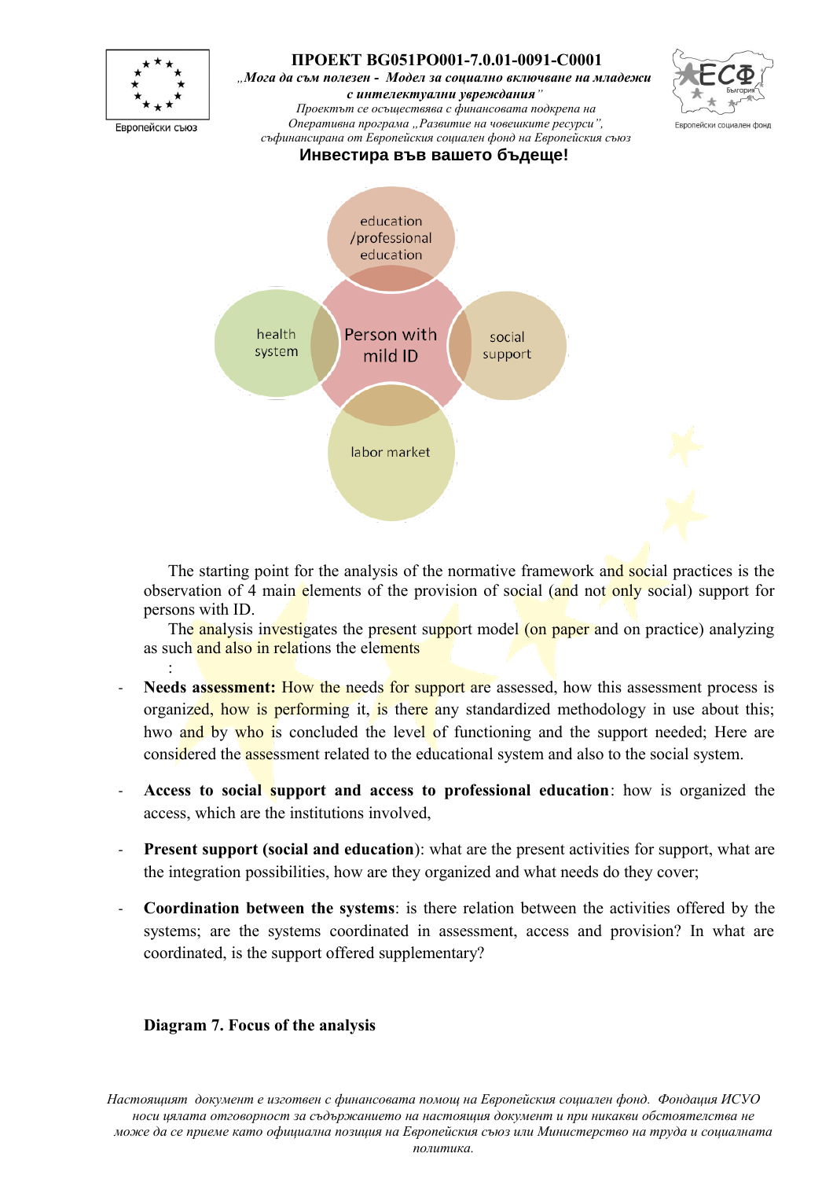The starting point for the analysis of the normative framework and social practices is the observation of 4 main elements of the provision of social (and not only social) support for persons with ID.

The analysis investigates the present support model (on paper and on practice) analyzing as such and also in relations the elements

:

- **Needs assessment:** How the needs for support are assessed, how this assessment process is organized, how is performing it, is there any standardized methodology in use about this; hwo and by who is concluded the level of functioning and the support needed; Here are considered the assessment related to the educational system and also to the social system.

- **Access to social support and access to professional education**: how is organized the access, which are the institutions involved,

- **Present support (social and education)**: what are the present activities for support, what are the integration possibilities, how are they organized and what needs do they cover;

- **Coordination between the systems**: is there relation between the activities offered by the systems; are the systems coordinated in assessment, access and provision? In what are coordinated, is the support offered supplementary?

**Diagram 7. Focus of the analysis**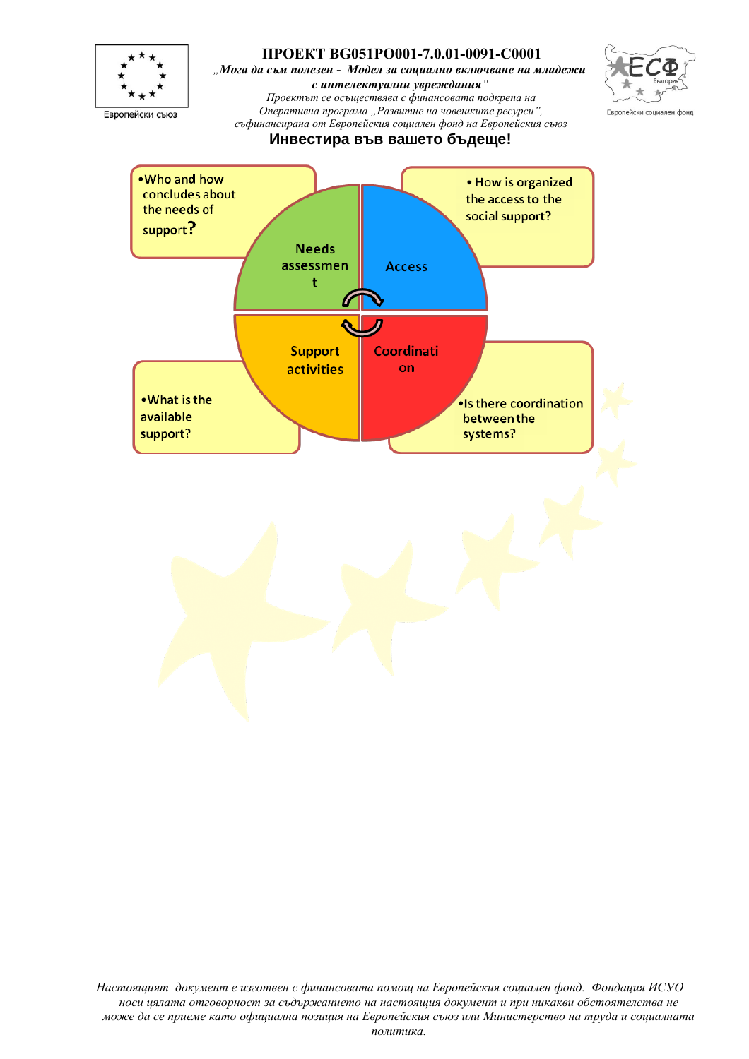Needs assessment

- Who and how concludes about the needs of support?

Access

- How is organized the access to the social support?

Support activities

- What is the available support?

Coordination

- Is there coordination between the systems?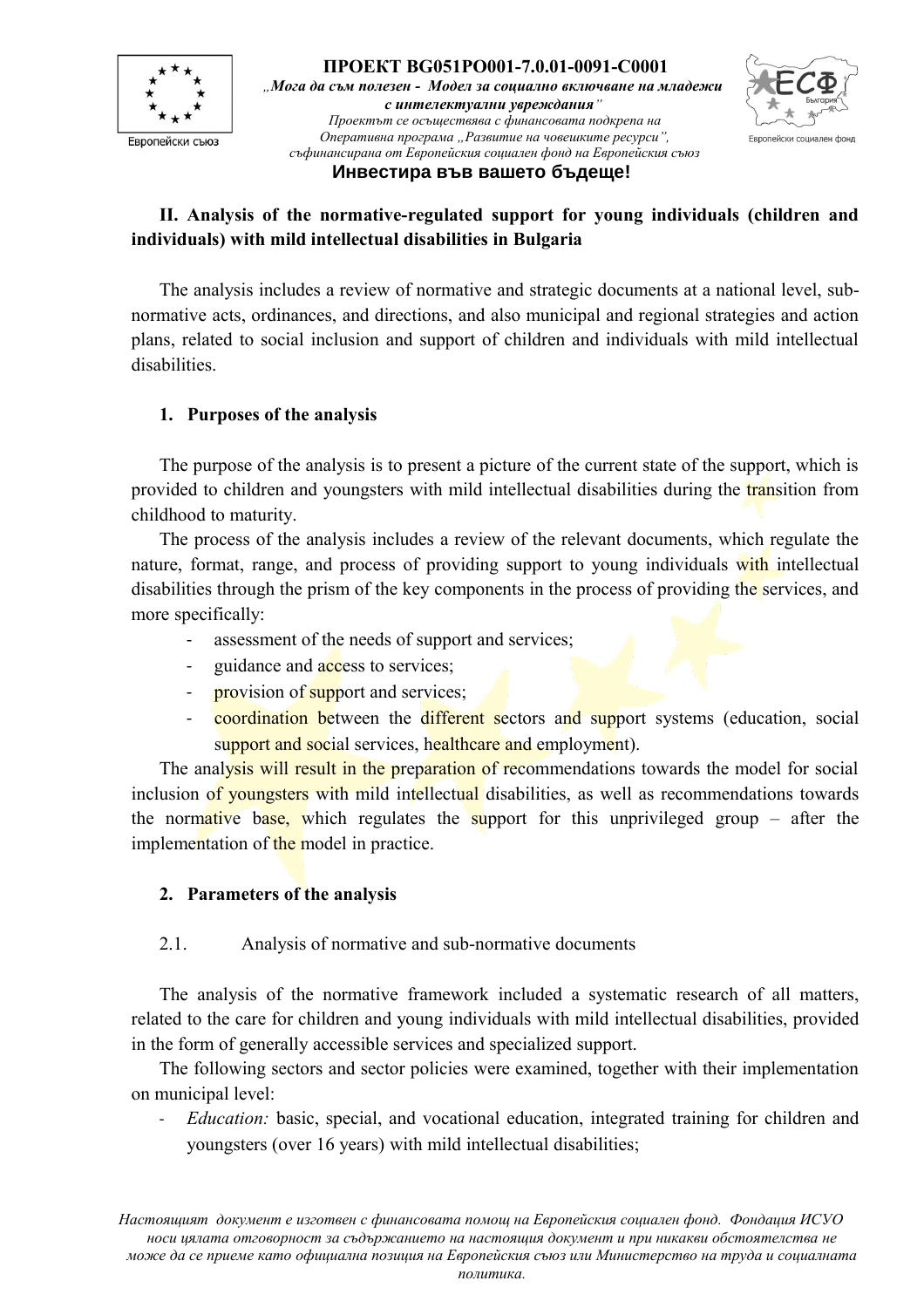## II. Analysis of the normative-regulated support for young individuals (children and individuals) with mild intellectual disabilities in Bulgaria

The analysis includes a review of normative and strategic documents at a national level, sub-normative acts, ordinances, and directions, and also municipal and regional strategies and action plans, related to social inclusion and support of children and individuals with mild intellectual disabilities.

### 1. Purposes of the analysis

The purpose of the analysis is to present a picture of the current state of the support, which is provided to children and youngsters with mild intellectual disabilities during the transition from childhood to maturity.

The process of the analysis includes a review of the relevant documents, which regulate the nature, format, range, and process of providing support to young individuals with intellectual disabilities through the prism of the key components in the process of providing the services, and more specifically:

- assessment of the needs of support and services;
- guidance and access to services;
- provision of support and services;
- coordination between the different sectors and support systems (education, social support and social services, healthcare and employment).

The analysis will result in the preparation of recommendations towards the model for social inclusion of youngsters with mild intellectual disabilities, as well as recommendations towards the normative base, which regulates the support for this unprivileged group – after the implementation of the model in practice.

### 2. Parameters of the analysis

2.1. Analysis of normative and sub-normative documents

The analysis of the normative framework included a systematic research of all matters, related to the care for children and young individuals with mild intellectual disabilities, provided in the form of generally accessible services and specialized support.

The following sectors and sector policies were examined, together with their implementation on municipal level:

- *Education:* basic, special, and vocational education, integrated training for children and youngsters (over 16 years) with mild intellectual disabilities;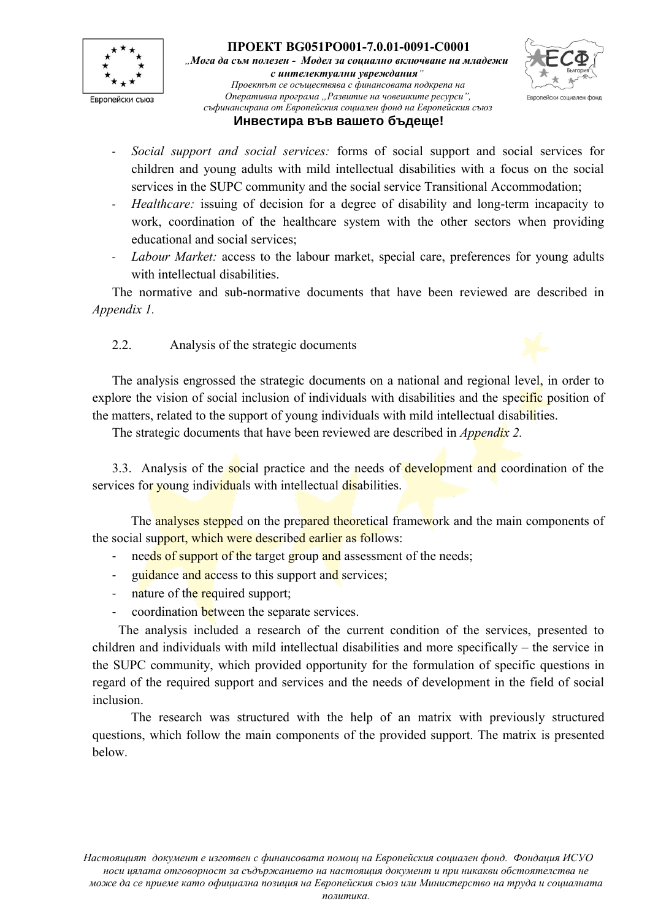- *Social support and social services:* forms of social support and social services for children and young adults with mild intellectual disabilities with a focus on the social services in the SUPC community and the social service Transitional Accommodation;
- *Healthcare:* issuing of decision for a degree of disability and long-term incapacity to work, coordination of the healthcare system with the other sectors when providing educational and social services;
- *Labour Market:* access to the labour market, special care, preferences for young adults with intellectual disabilities.

The normative and sub-normative documents that have been reviewed are described in *Appendix 1.*

### 2.2. Analysis of the strategic documents

The analysis engrossed the strategic documents on a national and regional level, in order to explore the vision of social inclusion of individuals with disabilities and the specific position of the matters, related to the support of young individuals with mild intellectual disabilities.

The strategic documents that have been reviewed are described in *Appendix 2.*

### 3.3. Analysis of the social practice and the needs of development and coordination of the services for young individuals with intellectual disabilities.

The analyses stepped on the prepared theoretical framework and the main components of the social support, which were described earlier as follows:

- needs of support of the target group and assessment of the needs;
- guidance and access to this support and services;
- nature of the required support;
- coordination between the separate services.

The analysis included a research of the current condition of the services, presented to children and individuals with mild intellectual disabilities and more specifically – the service in the SUPC community, which provided opportunity for the formulation of specific questions in regard of the required support and services and the needs of development in the field of social inclusion.

The research was structured with the help of an matrix with previously structured questions, which follow the main components of the provided support. The matrix is presented below.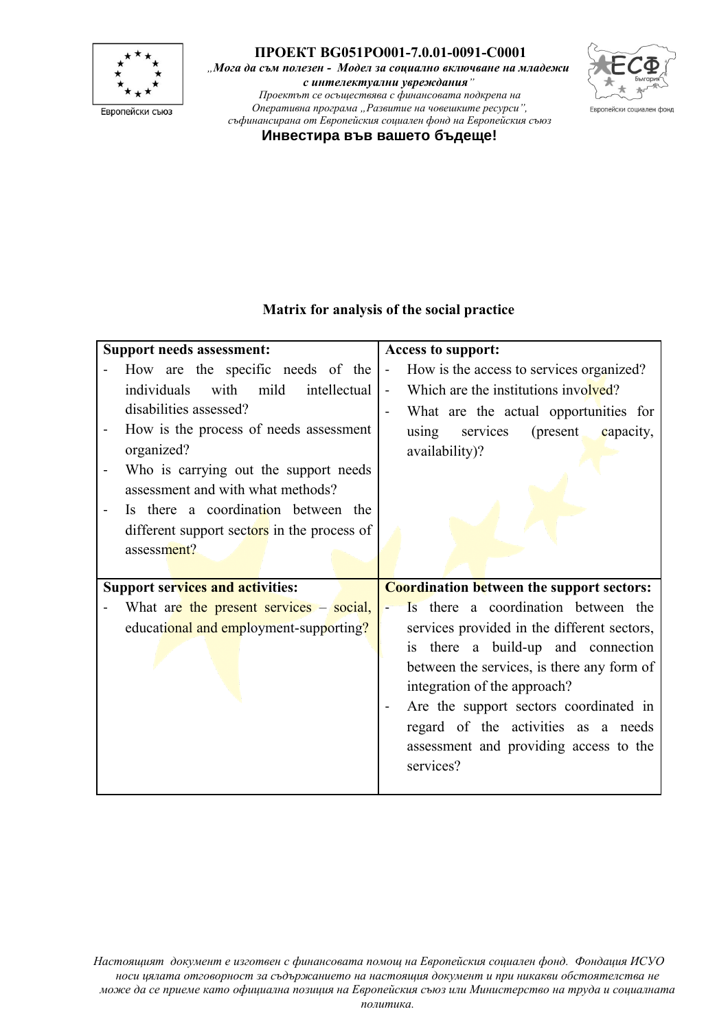## Matrix for analysis of the social practice

| **Support needs assessment:** | **Access to support:** |
|---|---|
| - How are the specific needs of the individuals with mild intellectual disabilities assessed?<br>- How is the process of needs assessment organized?<br>- Who is carrying out the support needs assessment and with what methods?<br>- Is there a coordination between the different support sectors in the process of assessment? | - How is the access to services organized?<br>- Which are the institutions involved?<br>- What are the actual opportunities for using services (present capacity, availability)? |
| **Support services and activities:**<br>- What are the present services – social, educational and employment-supporting? | **Coordination between the support sectors:**<br>- Is there a coordination between the services provided in the different sectors, is there a build-up and connection between the services, is there any form of integration of the approach?<br>- Are the support sectors coordinated in regard of the activities as a needs assessment and providing access to the services? |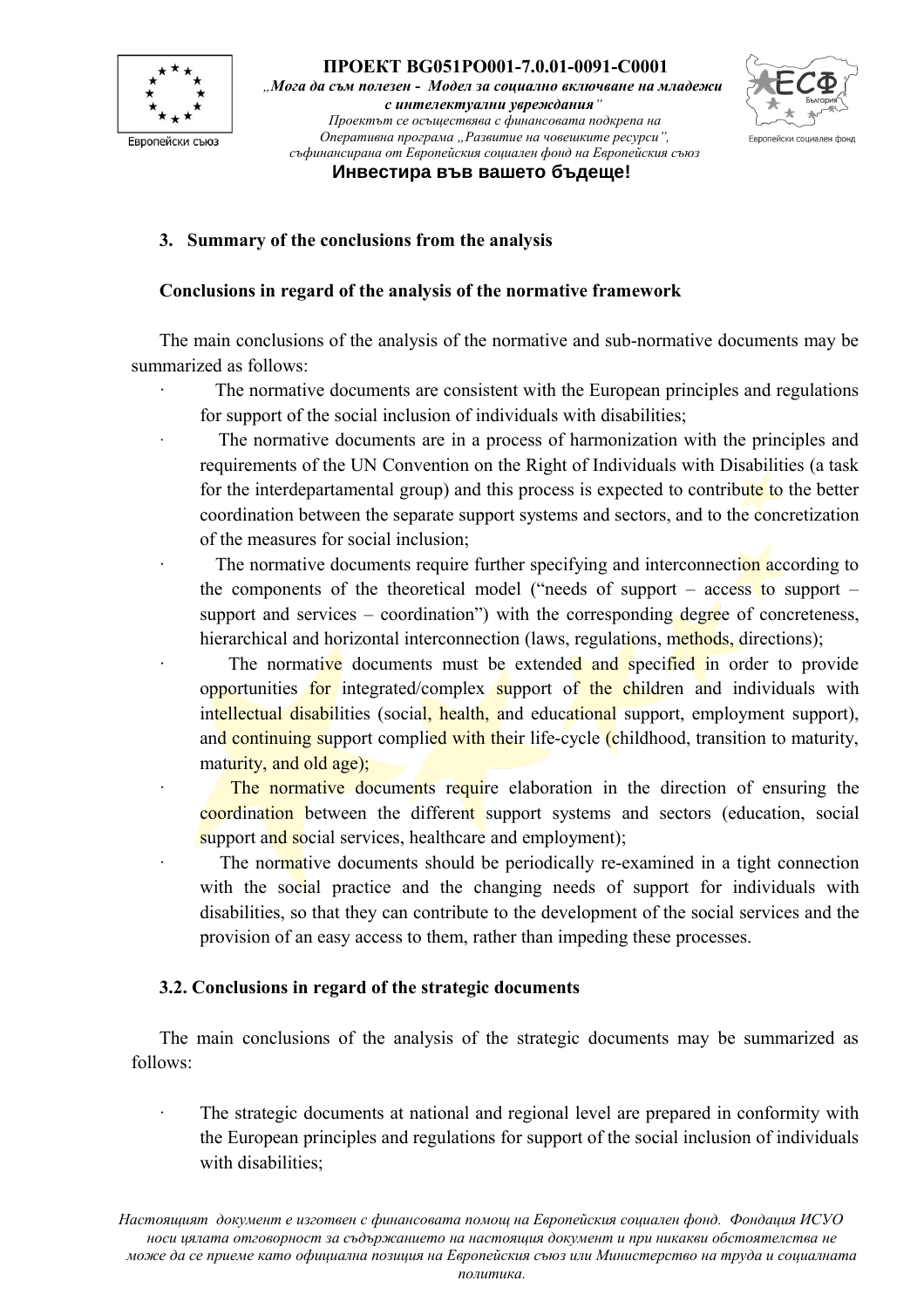### 3. Summary of the conclusions from the analysis

**Conclusions in regard of the analysis of the normative framework**

The main conclusions of the analysis of the normative and sub-normative documents may be summarized as follows:

- The normative documents are consistent with the European principles and regulations for support of the social inclusion of individuals with disabilities;
- The normative documents are in a process of harmonization with the principles and requirements of the UN Convention on the Right of Individuals with Disabilities (a task for the interdepartamental group) and this process is expected to contribute to the better coordination between the separate support systems and sectors, and to the concretization of the measures for social inclusion;
- The normative documents require further specifying and interconnection according to the components of the theoretical model ("needs of support – access to support – support and services – coordination") with the corresponding degree of concreteness, hierarchical and horizontal interconnection (laws, regulations, methods, directions);
- The normative documents must be extended and specified in order to provide opportunities for integrated/complex support of the children and individuals with intellectual disabilities (social, health, and educational support, employment support), and continuing support complied with their life-cycle (childhood, transition to maturity, maturity, and old age);
- The normative documents require elaboration in the direction of ensuring the coordination between the different support systems and sectors (education, social support and social services, healthcare and employment);
- The normative documents should be periodically re-examined in a tight connection with the social practice and the changing needs of support for individuals with disabilities, so that they can contribute to the development of the social services and the provision of an easy access to them, rather than impeding these processes.

**3.2. Conclusions in regard of the strategic documents**

The main conclusions of the analysis of the strategic documents may be summarized as follows:

- The strategic documents at national and regional level are prepared in conformity with the European principles and regulations for support of the social inclusion of individuals with disabilities;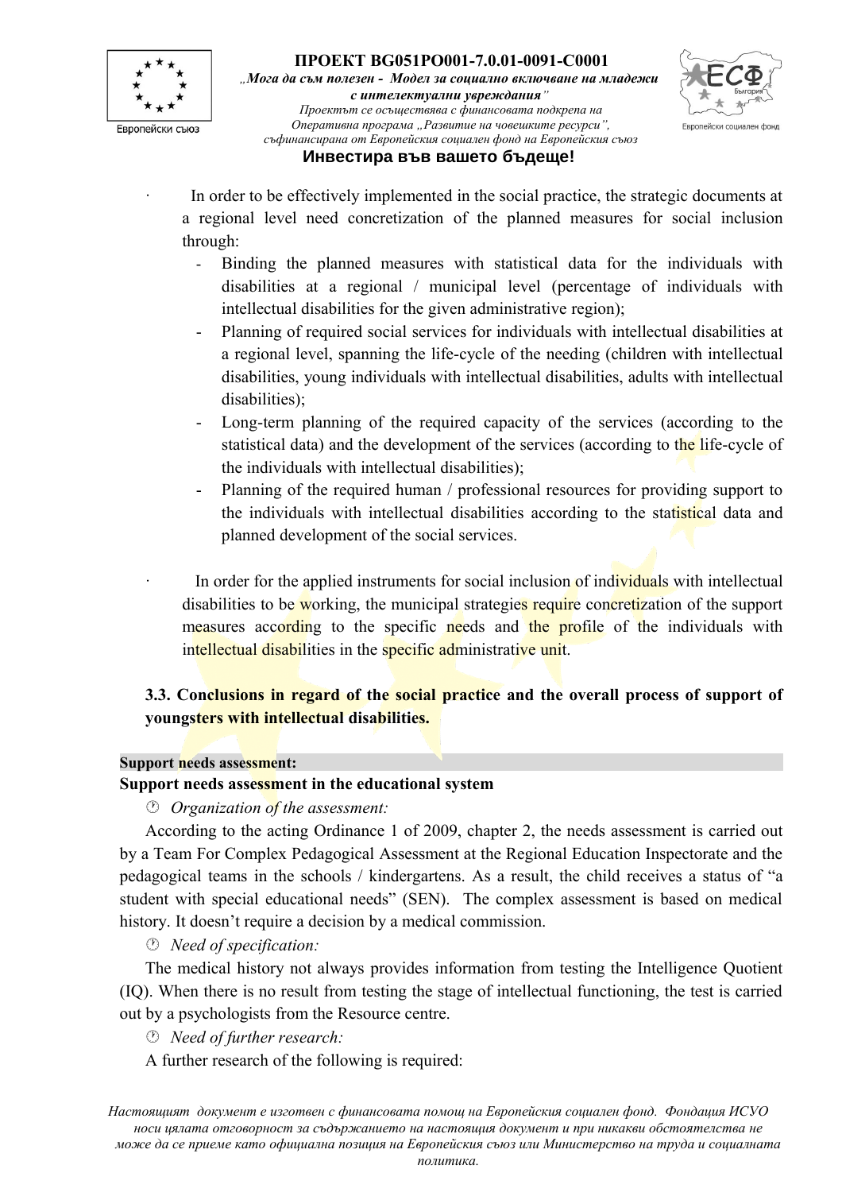- In order to be effectively implemented in the social practice, the strategic documents at a regional level need concretization of the planned measures for social inclusion through:
  - Binding the planned measures with statistical data for the individuals with disabilities at a regional / municipal level (percentage of individuals with intellectual disabilities for the given administrative region);
  - Planning of required social services for individuals with intellectual disabilities at a regional level, spanning the life-cycle of the needing (children with intellectual disabilities, young individuals with intellectual disabilities, adults with intellectual disabilities);
  - Long-term planning of the required capacity of the services (according to the statistical data) and the development of the services (according to the life-cycle of the individuals with intellectual disabilities);
  - Planning of the required human / professional resources for providing support to the individuals with intellectual disabilities according to the statistical data and planned development of the social services.

- In order for the applied instruments for social inclusion of individuals with intellectual disabilities to be working, the municipal strategies require concretization of the support measures according to the specific needs and the profile of the individuals with intellectual disabilities in the specific administrative unit.

### 3.3. Conclusions in regard of the social practice and the overall process of support of youngsters with intellectual disabilities.

**Support needs assessment:**

**Support needs assessment in the educational system**

- *Organization of the assessment:*

According to the acting Ordinance 1 of 2009, chapter 2, the needs assessment is carried out by a Team For Complex Pedagogical Assessment at the Regional Education Inspectorate and the pedagogical teams in the schools / kindergartens. As a result, the child receives a status of "a student with special educational needs" (SEN). The complex assessment is based on medical history. It doesn't require a decision by a medical commission.

- *Need of specification:*

The medical history not always provides information from testing the Intelligence Quotient (IQ). When there is no result from testing the stage of intellectual functioning, the test is carried out by a psychologists from the Resource centre.

- *Need of further research:*

A further research of the following is required: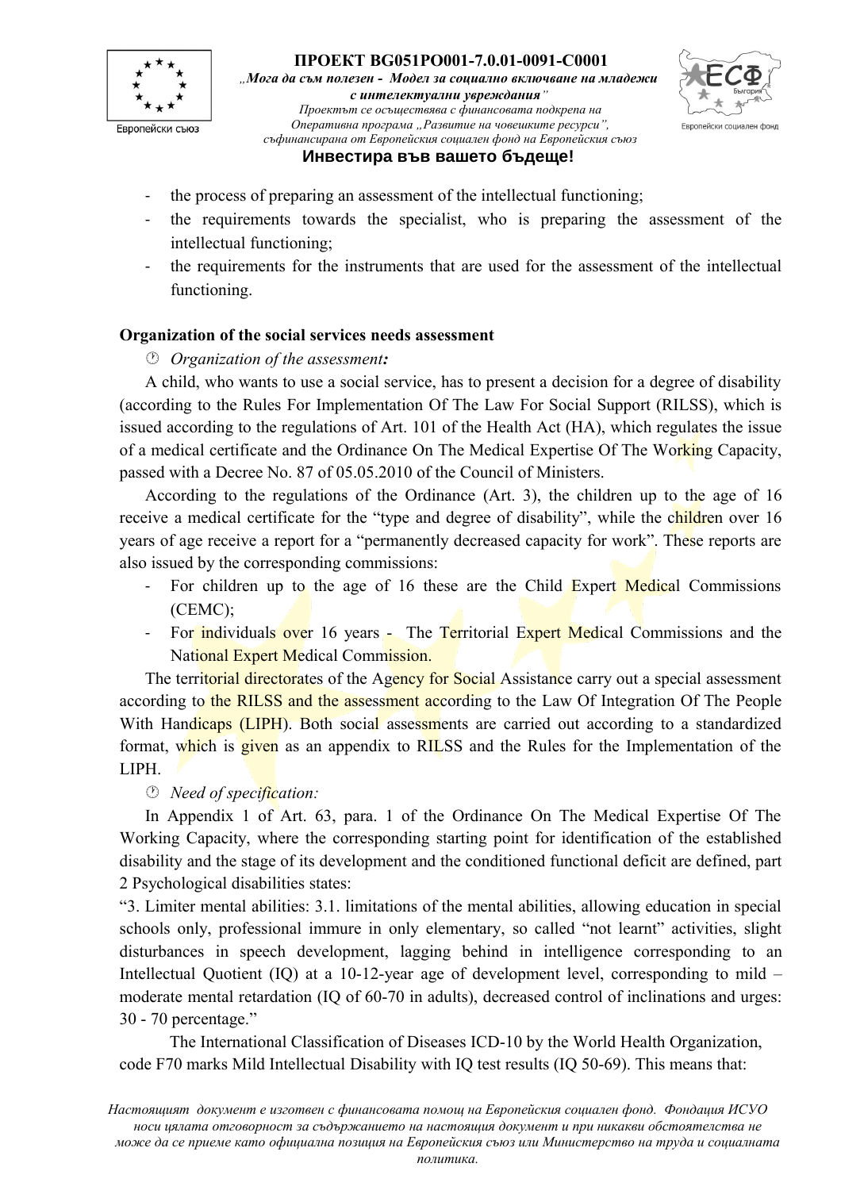- the process of preparing an assessment of the intellectual functioning;
- the requirements towards the specialist, who is preparing the assessment of the intellectual functioning;
- the requirements for the instruments that are used for the assessment of the intellectual functioning.

**Organization of the social services needs assessment**

- *Organization of the assessment:*

A child, who wants to use a social service, has to present a decision for a degree of disability (according to the Rules For Implementation Of The Law For Social Support (RILSS), which is issued according to the regulations of Art. 101 of the Health Act (HA), which regulates the issue of a medical certificate and the Ordinance On The Medical Expertise Of The Working Capacity, passed with a Decree No. 87 of 05.05.2010 of the Council of Ministers.

According to the regulations of the Ordinance (Art. 3), the children up to the age of 16 receive a medical certificate for the "type and degree of disability", while the children over 16 years of age receive a report for a "permanently decreased capacity for work". These reports are also issued by the corresponding commissions:

- For children up to the age of 16 these are the Child Expert Medical Commissions (CEMC);
- For individuals over 16 years - The Territorial Expert Medical Commissions and the National Expert Medical Commission.

The territorial directorates of the Agency for Social Assistance carry out a special assessment according to the RILSS and the assessment according to the Law Of Integration Of The People With Handicaps (LIPH). Both social assessments are carried out according to a standardized format, which is given as an appendix to RILSS and the Rules for the Implementation of the LIPH.

- *Need of specification:*

In Appendix 1 of Art. 63, para. 1 of the Ordinance On The Medical Expertise Of The Working Capacity, where the corresponding starting point for identification of the established disability and the stage of its development and the conditioned functional deficit are defined, part 2 Psychological disabilities states:

"3. Limiter mental abilities: 3.1. limitations of the mental abilities, allowing education in special schools only, professional immure in only elementary, so called "not learnt" activities, slight disturbances in speech development, lagging behind in intelligence corresponding to an Intellectual Quotient (IQ) at a 10-12-year age of development level, corresponding to mild – moderate mental retardation (IQ of 60-70 in adults), decreased control of inclinations and urges: 30 - 70 percentage."

The International Classification of Diseases ICD-10 by the World Health Organization, code F70 marks Mild Intellectual Disability with IQ test results (IQ 50-69). This means that: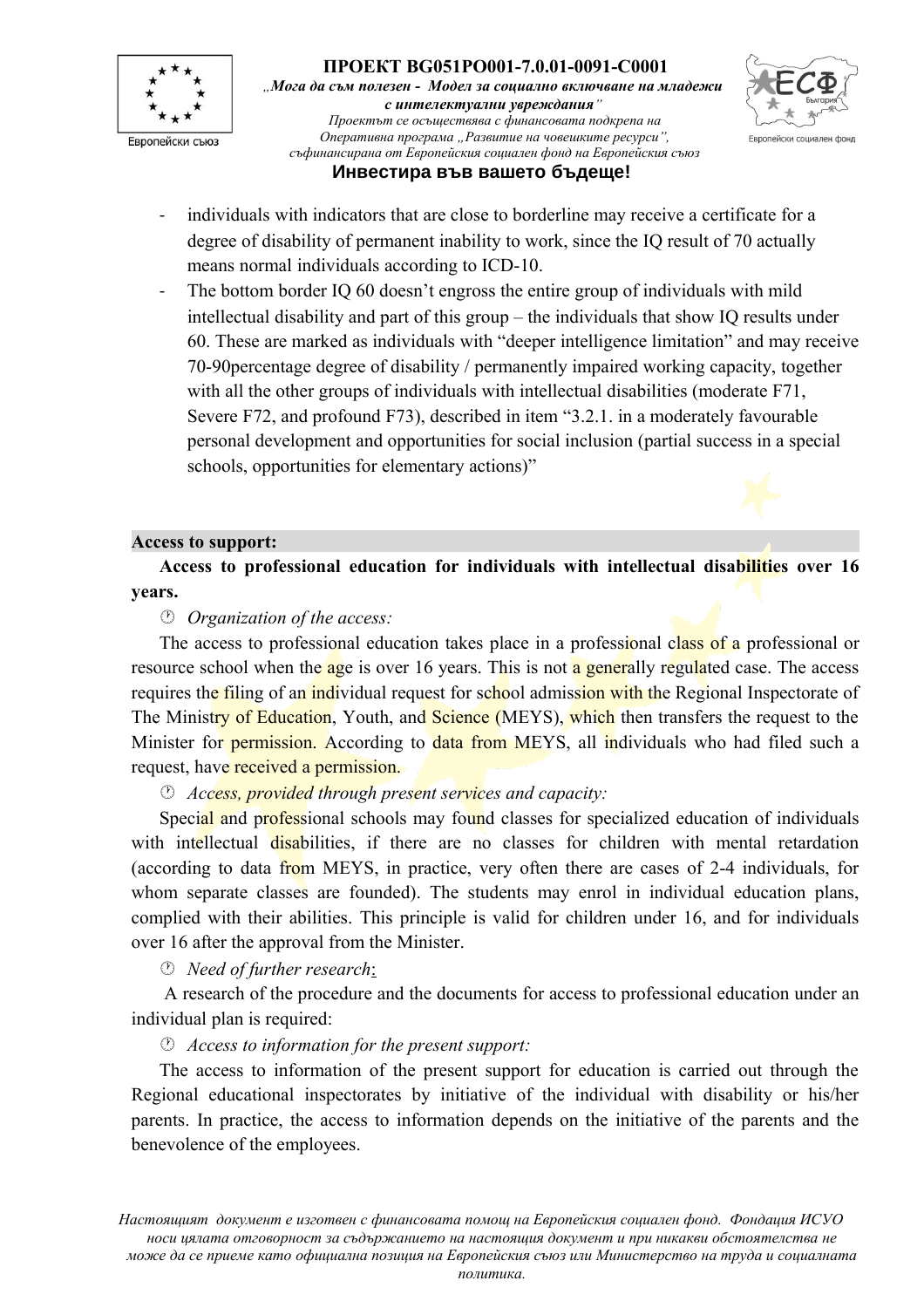- individuals with indicators that are close to borderline may receive a certificate for a degree of disability of permanent inability to work, since the IQ result of 70 actually means normal individuals according to ICD-10.
- The bottom border IQ 60 doesn't engross the entire group of individuals with mild intellectual disability and part of this group – the individuals that show IQ results under 60. These are marked as individuals with "deeper intelligence limitation" and may receive 70-90percentage degree of disability / permanently impaired working capacity, together with all the other groups of individuals with intellectual disabilities (moderate F71, Severe F72, and profound F73), described in item "3.2.1. in a moderately favourable personal development and opportunities for social inclusion (partial success in a special schools, opportunities for elementary actions)"

**Access to support:**

**Access to professional education for individuals with intellectual disabilities over 16 years.**

- *Organization of the access:*

The access to professional education takes place in a professional class of a professional or resource school when the age is over 16 years. This is not a generally regulated case. The access requires the filing of an individual request for school admission with the Regional Inspectorate of The Ministry of Education, Youth, and Science (MEYS), which then transfers the request to the Minister for permission. According to data from MEYS, all individuals who had filed such a request, have received a permission.

- *Access, provided through present services and capacity:*

Special and professional schools may found classes for specialized education of individuals with intellectual disabilities, if there are no classes for children with mental retardation (according to data from MEYS, in practice, very often there are cases of 2-4 individuals, for whom separate classes are founded). The students may enrol in individual education plans, complied with their abilities. This principle is valid for children under 16, and for individuals over 16 after the approval from the Minister.

- *Need of further research*:

A research of the procedure and the documents for access to professional education under an individual plan is required:

- *Access to information for the present support:*

The access to information of the present support for education is carried out through the Regional educational inspectorates by initiative of the individual with disability or his/her parents. In practice, the access to information depends on the initiative of the parents and the benevolence of the employees.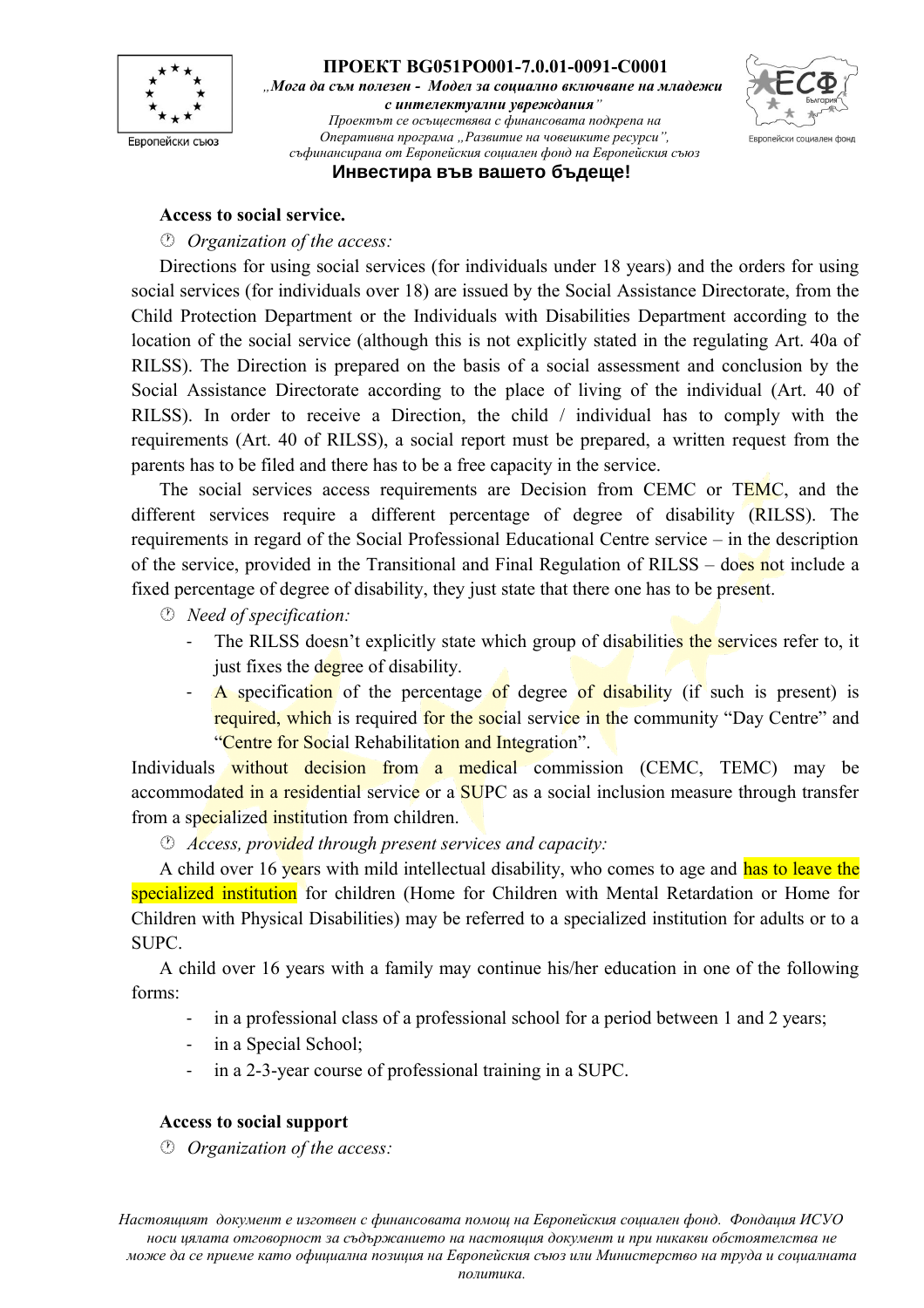**Access to social service.**

- *Organization of the access:*

Directions for using social services (for individuals under 18 years) and the orders for using social services (for individuals over 18) are issued by the Social Assistance Directorate, from the Child Protection Department or the Individuals with Disabilities Department according to the location of the social service (although this is not explicitly stated in the regulating Art. 40a of RILSS). The Direction is prepared on the basis of a social assessment and conclusion by the Social Assistance Directorate according to the place of living of the individual (Art. 40 of RILSS). In order to receive a Direction, the child / individual has to comply with the requirements (Art. 40 of RILSS), a social report must be prepared, a written request from the parents has to be filed and there has to be a free capacity in the service.

The social services access requirements are Decision from CEMC or TEMC, and the different services require a different percentage of degree of disability (RILSS). The requirements in regard of the Social Professional Educational Centre service – in the description of the service, provided in the Transitional and Final Regulation of RILSS – does not include a fixed percentage of degree of disability, they just state that there one has to be present.

- *Need of specification:*
    - The RILSS doesn't explicitly state which group of disabilities the services refer to, it just fixes the degree of disability.
    - A specification of the percentage of degree of disability (if such is present) is required, which is required for the social service in the community "Day Centre" and "Centre for Social Rehabilitation and Integration".

Individuals without decision from a medical commission (CEMC, TEMC) may be accommodated in a residential service or a SUPC as a social inclusion measure through transfer from a specialized institution from children.

- *Access, provided through present services and capacity:*

A child over 16 years with mild intellectual disability, who comes to age and has to leave the specialized institution for children (Home for Children with Mental Retardation or Home for Children with Physical Disabilities) may be referred to a specialized institution for adults or to a SUPC.

A child over 16 years with a family may continue his/her education in one of the following forms:

- in a professional class of a professional school for a period between 1 and 2 years;
- in a Special School;
- in a 2-3-year course of professional training in a SUPC.

**Access to social support**

- *Organization of the access:*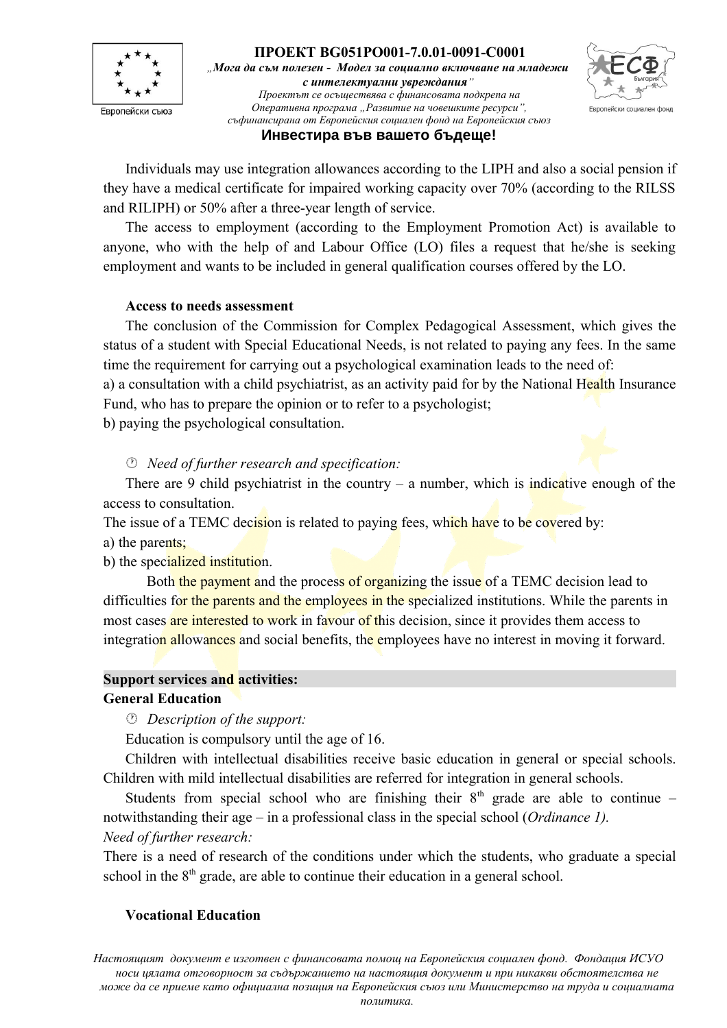Individuals may use integration allowances according to the LIPH and also a social pension if they have a medical certificate for impaired working capacity over 70% (according to the RILSS and RILIPH) or 50% after a three-year length of service.

The access to employment (according to the Employment Promotion Act) is available to anyone, who with the help of and Labour Office (LO) files a request that he/she is seeking employment and wants to be included in general qualification courses offered by the LO.

**Access to needs assessment**

The conclusion of the Commission for Complex Pedagogical Assessment, which gives the status of a student with Special Educational Needs, is not related to paying any fees. In the same time the requirement for carrying out a psychological examination leads to the need of:

a) a consultation with a child psychiatrist, as an activity paid for by the National Health Insurance Fund, who has to prepare the opinion or to refer to a psychologist;

b) paying the psychological consultation.

*Need of further research and specification:*

There are 9 child psychiatrist in the country – a number, which is indicative enough of the access to consultation.

The issue of a TEMC decision is related to paying fees, which have to be covered by:

a) the parents;

b) the specialized institution.

Both the payment and the process of organizing the issue of a TEMC decision lead to difficulties for the parents and the employees in the specialized institutions. While the parents in most cases are interested to work in favour of this decision, since it provides them access to integration allowances and social benefits, the employees have no interest in moving it forward.

**Support services and activities:**

**General Education**

*Description of the support:*

Education is compulsory until the age of 16.

Children with intellectual disabilities receive basic education in general or special schools. Children with mild intellectual disabilities are referred for integration in general schools.

Students from special school who are finishing their 8th grade are able to continue – notwithstanding their age – in a professional class in the special school (*Ordinance 1).*

*Need of further research:*

There is a need of research of the conditions under which the students, who graduate a special school in the 8th grade, are able to continue their education in a general school.

**Vocational Education**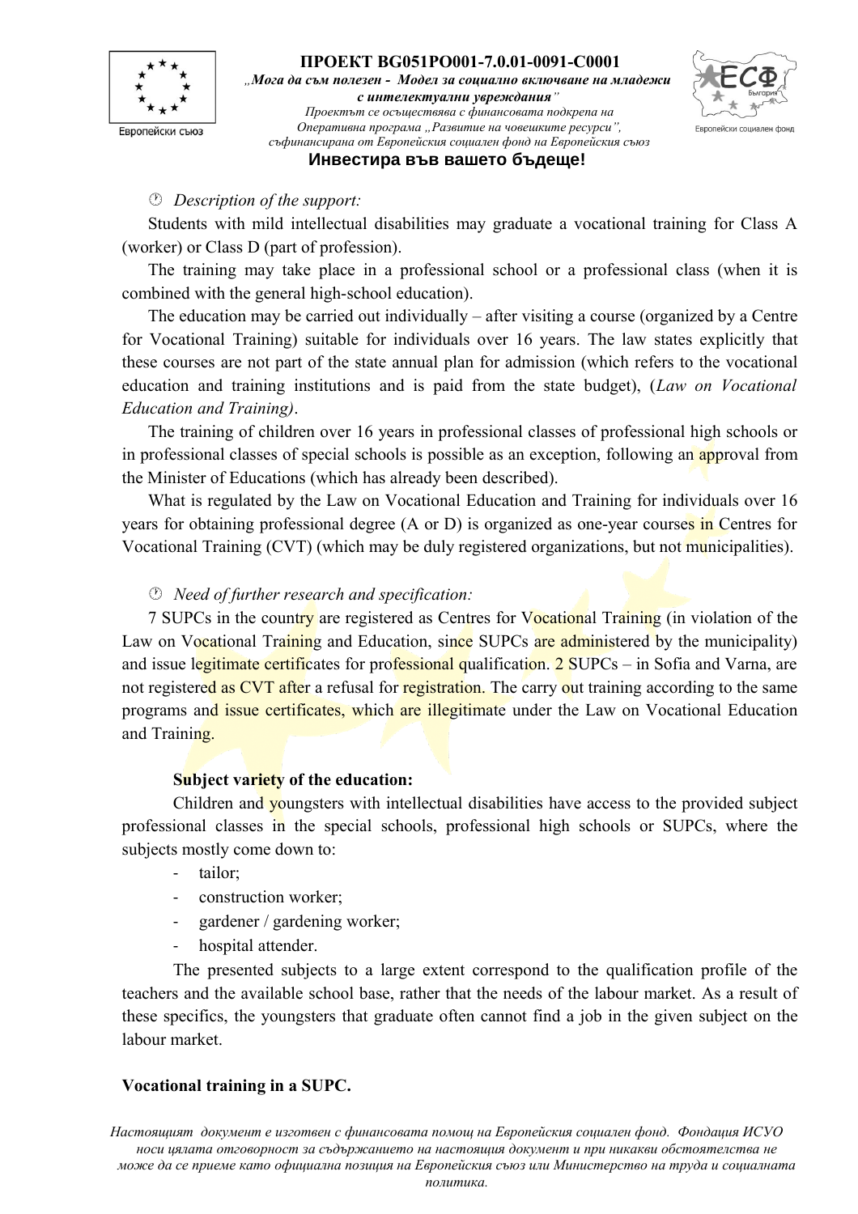⌚ *Description of the support:*

Students with mild intellectual disabilities may graduate a vocational training for Class A (worker) or Class D (part of profession).

The training may take place in a professional school or a professional class (when it is combined with the general high-school education).

The education may be carried out individually – after visiting a course (organized by a Centre for Vocational Training) suitable for individuals over 16 years. The law states explicitly that these courses are not part of the state annual plan for admission (which refers to the vocational education and training institutions and is paid from the state budget), (*Law on Vocational Education and Training)*.

The training of children over 16 years in professional classes of professional high schools or in professional classes of special schools is possible as an exception, following an approval from the Minister of Educations (which has already been described).

What is regulated by the Law on Vocational Education and Training for individuals over 16 years for obtaining professional degree (A or D) is organized as one-year courses in Centres for Vocational Training (CVT) (which may be duly registered organizations, but not municipalities).

⌚ *Need of further research and specification:*

7 SUPCs in the country are registered as Centres for Vocational Training (in violation of the Law on Vocational Training and Education, since SUPCs are administered by the municipality) and issue legitimate certificates for professional qualification. 2 SUPCs – in Sofia and Varna, are not registered as CVT after a refusal for registration. The carry out training according to the same programs and issue certificates, which are illegitimate under the Law on Vocational Education and Training.

**Subject variety of the education:**

Children and youngsters with intellectual disabilities have access to the provided subject professional classes in the special schools, professional high schools or SUPCs, where the subjects mostly come down to:

- tailor;
- construction worker;
- gardener / gardening worker;
- hospital attender.

The presented subjects to a large extent correspond to the qualification profile of the teachers and the available school base, rather that the needs of the labour market. As a result of these specifics, the youngsters that graduate often cannot find a job in the given subject on the labour market.

**Vocational training in a SUPC.**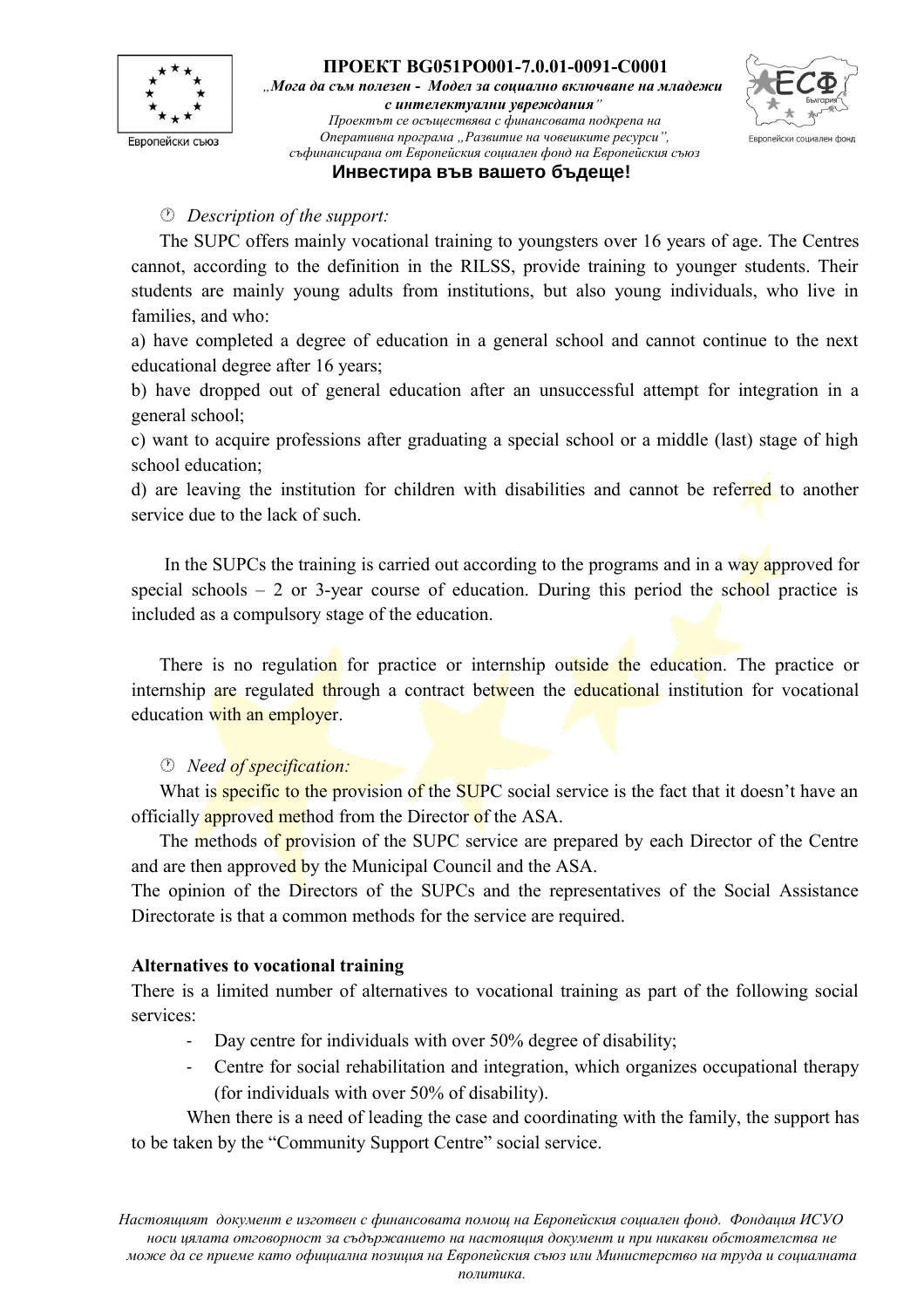⌚ *Description of the support:*

The SUPC offers mainly vocational training to youngsters over 16 years of age. The Centres cannot, according to the definition in the RILSS, provide training to younger students. Their students are mainly young adults from institutions, but also young individuals, who live in families, and who:

a) have completed a degree of education in a general school and cannot continue to the next educational degree after 16 years;

b) have dropped out of general education after an unsuccessful attempt for integration in a general school;

c) want to acquire professions after graduating a special school or a middle (last) stage of high school education;

d) are leaving the institution for children with disabilities and cannot be referred to another service due to the lack of such.

In the SUPCs the training is carried out according to the programs and in a way approved for special schools – 2 or 3-year course of education. During this period the school practice is included as a compulsory stage of the education.

There is no regulation for practice or internship outside the education. The practice or internship are regulated through a contract between the educational institution for vocational education with an employer.

⌚ *Need of specification:*

What is specific to the provision of the SUPC social service is the fact that it doesn't have an officially approved method from the Director of the ASA.

The methods of provision of the SUPC service are prepared by each Director of the Centre and are then approved by the Municipal Council and the ASA.

The opinion of the Directors of the SUPCs and the representatives of the Social Assistance Directorate is that a common methods for the service are required.

**Alternatives to vocational training**

There is a limited number of alternatives to vocational training as part of the following social services:

- Day centre for individuals with over 50% degree of disability;
- Centre for social rehabilitation and integration, which organizes occupational therapy (for individuals with over 50% of disability).

When there is a need of leading the case and coordinating with the family, the support has to be taken by the "Community Support Centre" social service.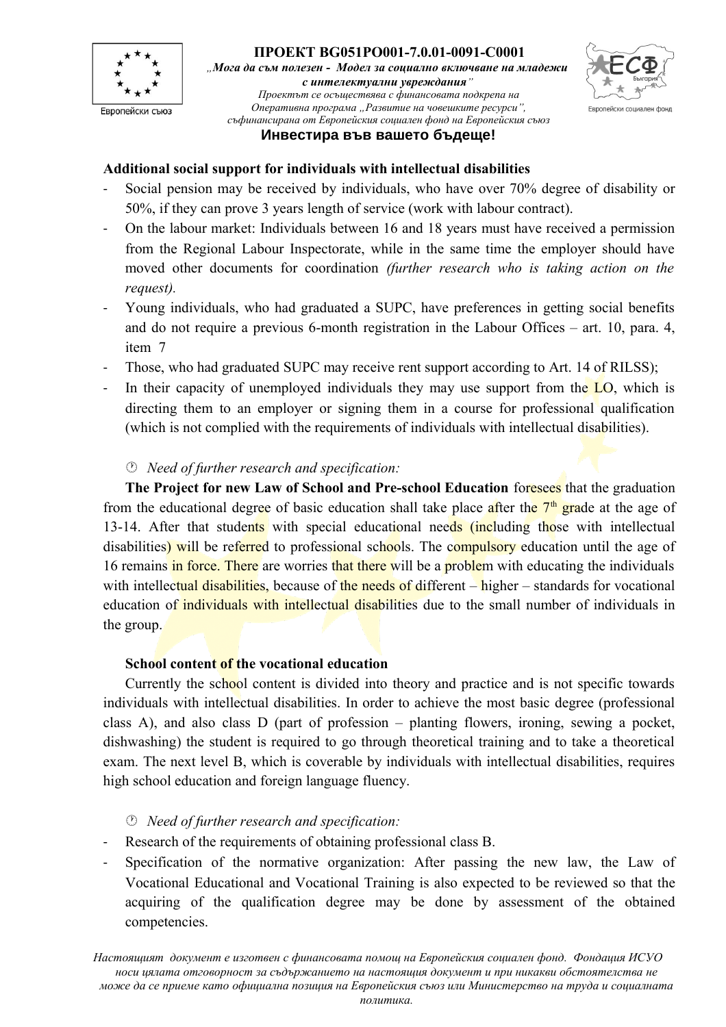**Additional social support for individuals with intellectual disabilities**

- Social pension may be received by individuals, who have over 70% degree of disability or 50%, if they can prove 3 years length of service (work with labour contract).
- On the labour market: Individuals between 16 and 18 years must have received a permission from the Regional Labour Inspectorate, while in the same time the employer should have moved other documents for coordination *(further research who is taking action on the request).*
- Young individuals, who had graduated a SUPC, have preferences in getting social benefits and do not require a previous 6-month registration in the Labour Offices – art. 10, para. 4, item 7
- Those, who had graduated SUPC may receive rent support according to Art. 14 of RILSS);
- In their capacity of unemployed individuals they may use support from the LO, which is directing them to an employer or signing them in a course for professional qualification (which is not complied with the requirements of individuals with intellectual disabilities).

*Need of further research and specification:*

**The Project for new Law of School and Pre-school Education** foresees that the graduation from the educational degree of basic education shall take place after the 7th grade at the age of 13-14. After that students with special educational needs (including those with intellectual disabilities) will be referred to professional schools. The compulsory education until the age of 16 remains in force. There are worries that there will be a problem with educating the individuals with intellectual disabilities, because of the needs of different – higher – standards for vocational education of individuals with intellectual disabilities due to the small number of individuals in the group.

**School content of the vocational education**

Currently the school content is divided into theory and practice and is not specific towards individuals with intellectual disabilities. In order to achieve the most basic degree (professional class A), and also class D (part of profession – planting flowers, ironing, sewing a pocket, dishwashing) the student is required to go through theoretical training and to take a theoretical exam. The next level B, which is coverable by individuals with intellectual disabilities, requires high school education and foreign language fluency.

*Need of further research and specification:*

- Research of the requirements of obtaining professional class B.
- Specification of the normative organization: After passing the new law, the Law of Vocational Educational and Vocational Training is also expected to be reviewed so that the acquiring of the qualification degree may be done by assessment of the obtained competencies.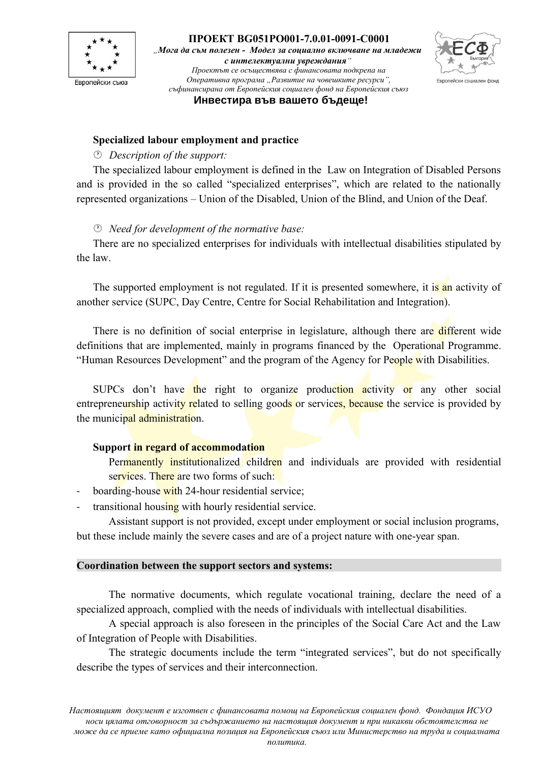**Specialized labour employment and practice**

- *Description of the support:*

The specialized labour employment is defined in the Law on Integration of Disabled Persons and is provided in the so called “specialized enterprises”, which are related to the nationally represented organizations – Union of the Disabled, Union of the Blind, and Union of the Deaf.

- *Need for development of the normative base:*

There are no specialized enterprises for individuals with intellectual disabilities stipulated by the law.

The supported employment is not regulated. If it is presented somewhere, it is an activity of another service (SUPC, Day Centre, Centre for Social Rehabilitation and Integration).

There is no definition of social enterprise in legislature, although there are different wide definitions that are implemented, mainly in programs financed by the Operational Programme. “Human Resources Development” and the program of the Agency for People with Disabilities.

SUPCs don’t have the right to organize production activity or any other social entrepreneurship activity related to selling goods or services, because the service is provided by the municipal administration.

**Support in regard of accommodation**

Permanently institutionalized children and individuals are provided with residential services. There are two forms of such:

- boarding-house with 24-hour residential service;
- transitional housing with hourly residential service.

Assistant support is not provided, except under employment or social inclusion programs, but these include mainly the severe cases and are of a project nature with one-year span.

**Coordination between the support sectors and systems:**

The normative documents, which regulate vocational training, declare the need of a specialized approach, complied with the needs of individuals with intellectual disabilities.

A special approach is also foreseen in the principles of the Social Care Act and the Law of Integration of People with Disabilities.

The strategic documents include the term “integrated services”, but do not specifically describe the types of services and their interconnection.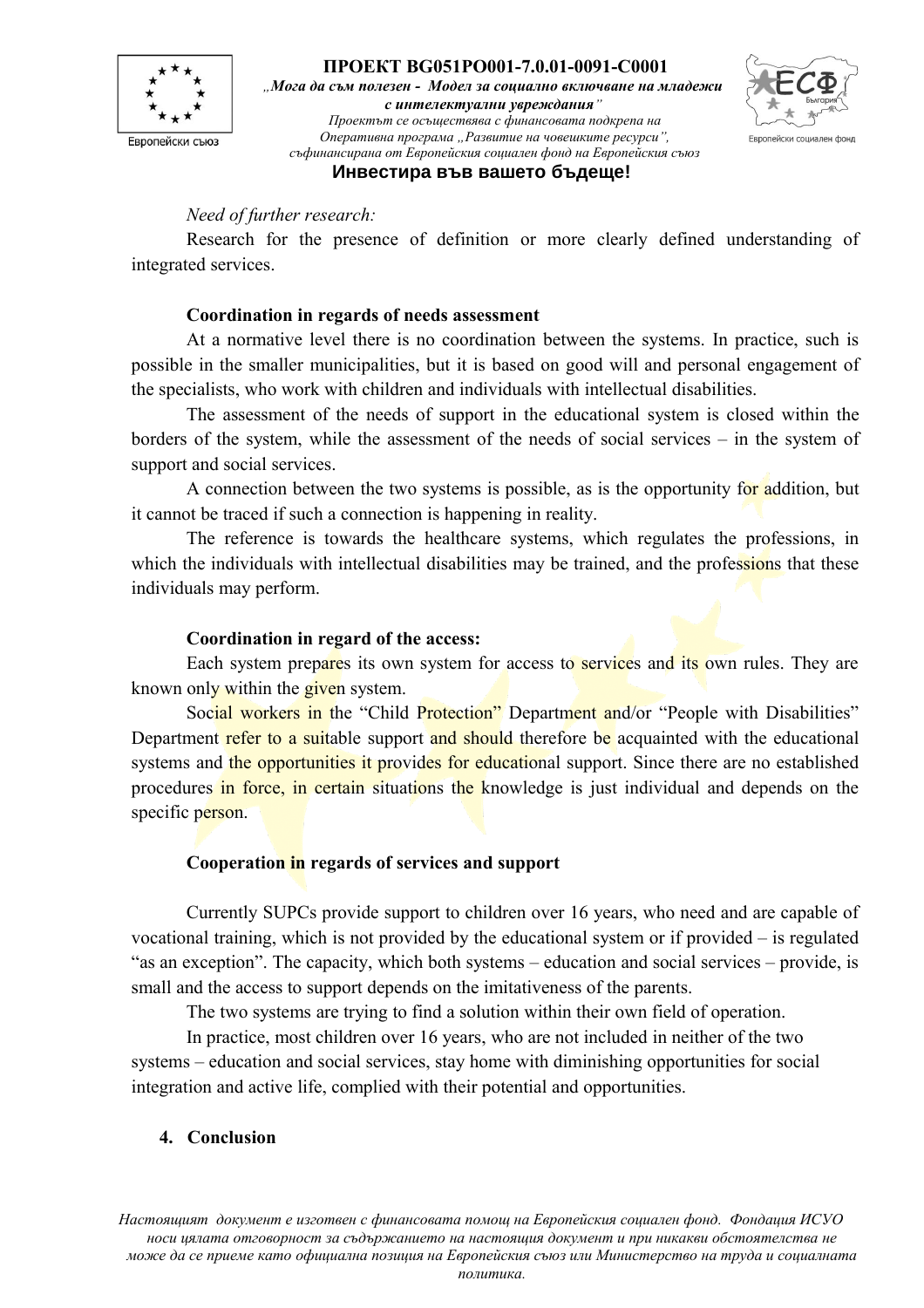*Need of further research:*

Research for the presence of definition or more clearly defined understanding of integrated services.

**Coordination in regards of needs assessment**

At a normative level there is no coordination between the systems. In practice, such is possible in the smaller municipalities, but it is based on good will and personal engagement of the specialists, who work with children and individuals with intellectual disabilities.

The assessment of the needs of support in the educational system is closed within the borders of the system, while the assessment of the needs of social services – in the system of support and social services.

A connection between the two systems is possible, as is the opportunity for addition, but it cannot be traced if such a connection is happening in reality.

The reference is towards the healthcare systems, which regulates the professions, in which the individuals with intellectual disabilities may be trained, and the professions that these individuals may perform.

**Coordination in regard of the access:**

Each system prepares its own system for access to services and its own rules. They are known only within the given system.

Social workers in the "Child Protection" Department and/or "People with Disabilities" Department refer to a suitable support and should therefore be acquainted with the educational systems and the opportunities it provides for educational support. Since there are no established procedures in force, in certain situations the knowledge is just individual and depends on the specific person.

**Cooperation in regards of services and support**

Currently SUPCs provide support to children over 16 years, who need and are capable of vocational training, which is not provided by the educational system or if provided – is regulated "as an exception". The capacity, which both systems – education and social services – provide, is small and the access to support depends on the imitativeness of the parents.

The two systems are trying to find a solution within their own field of operation.

In practice, most children over 16 years, who are not included in neither of the two systems – education and social services, stay home with diminishing opportunities for social integration and active life, complied with their potential and opportunities.

## 4. Conclusion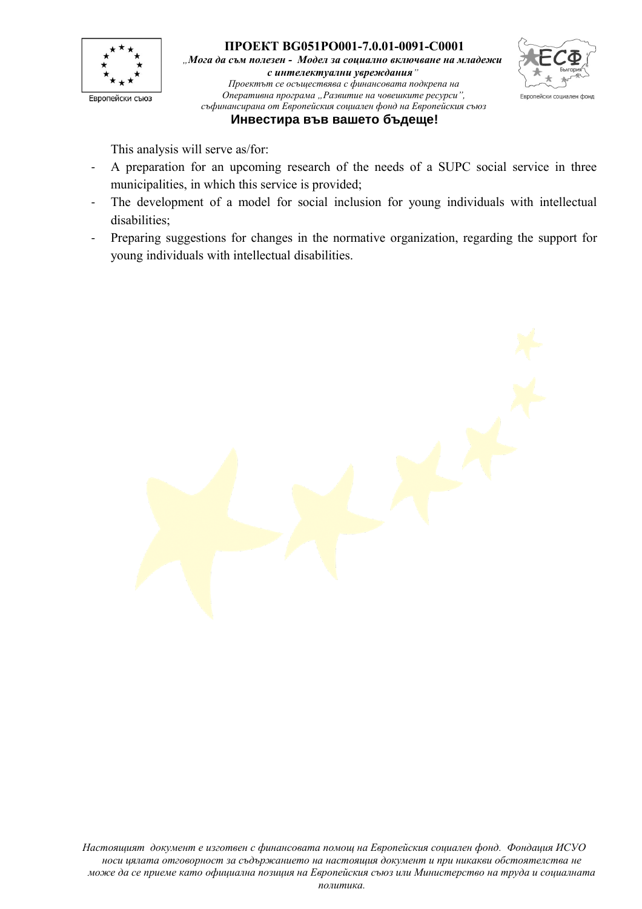This analysis will serve as/for:

- A preparation for an upcoming research of the needs of a SUPC social service in three municipalities, in which this service is provided;
- The development of a model for social inclusion for young individuals with intellectual disabilities;
- Preparing suggestions for changes in the normative organization, regarding the support for young individuals with intellectual disabilities.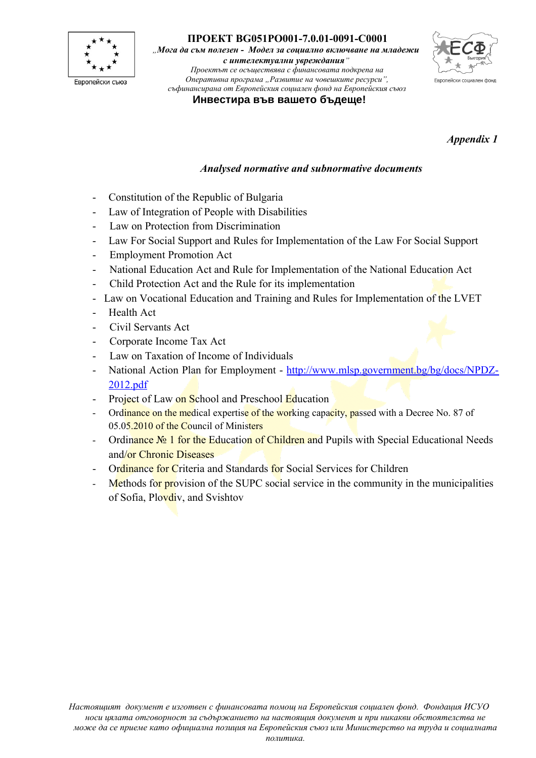*Appendix 1*

*Analysed normative and subnormative documents*

- Constitution of the Republic of Bulgaria
- Law of Integration of People with Disabilities
- Law on Protection from Discrimination
- Law For Social Support and Rules for Implementation of the Law For Social Support
- Employment Promotion Act
- National Education Act and Rule for Implementation of the National Education Act
- Child Protection Act and the Rule for its implementation
- Law on Vocational Education and Training and Rules for Implementation of the LVET
- Health Act
- Civil Servants Act
- Corporate Income Tax Act
- Law on Taxation of Income of Individuals
- National Action Plan for Employment - [http://www.mlsp.government.bg/bg/docs/NPDZ-2012.pdf](http://www.mlsp.government.bg/bg/docs/NPDZ-2012.pdf)
- Project of Law on School and Preschool Education
- Ordinance on the medical expertise of the working capacity, passed with a Decree No. 87 of 05.05.2010 of the Council of Ministers
- Ordinance № 1 for the Education of Children and Pupils with Special Educational Needs and/or Chronic Diseases
- Ordinance for Criteria and Standards for Social Services for Children
- Methods for provision of the SUPC social service in the community in the municipalities of Sofia, Plovdiv, and Svishtov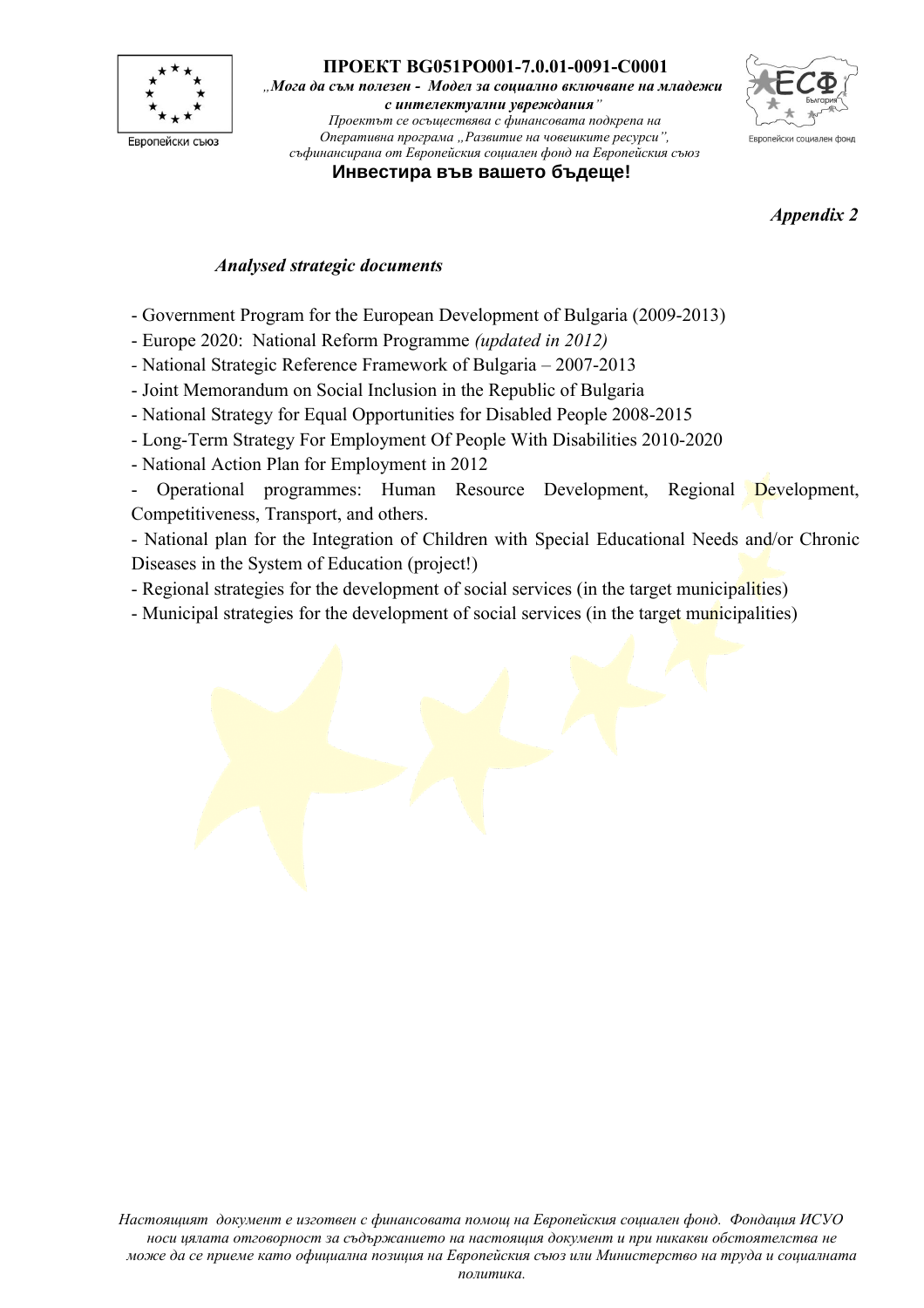*Appendix 2*

***Analysed strategic documents***

- Government Program for the European Development of Bulgaria (2009-2013)
- Europe 2020: National Reform Programme *(updated in 2012)*
- National Strategic Reference Framework of Bulgaria – 2007-2013
- Joint Memorandum on Social Inclusion in the Republic of Bulgaria
- National Strategy for Equal Opportunities for Disabled People 2008-2015
- Long-Term Strategy For Employment Of People With Disabilities 2010-2020
- National Action Plan for Employment in 2012
- Operational programmes: Human Resource Development, Regional Development, Competitiveness, Transport, and others.
- National plan for the Integration of Children with Special Educational Needs and/or Chronic Diseases in the System of Education (project!)
- Regional strategies for the development of social services (in the target municipalities)
- Municipal strategies for the development of social services (in the target municipalities)